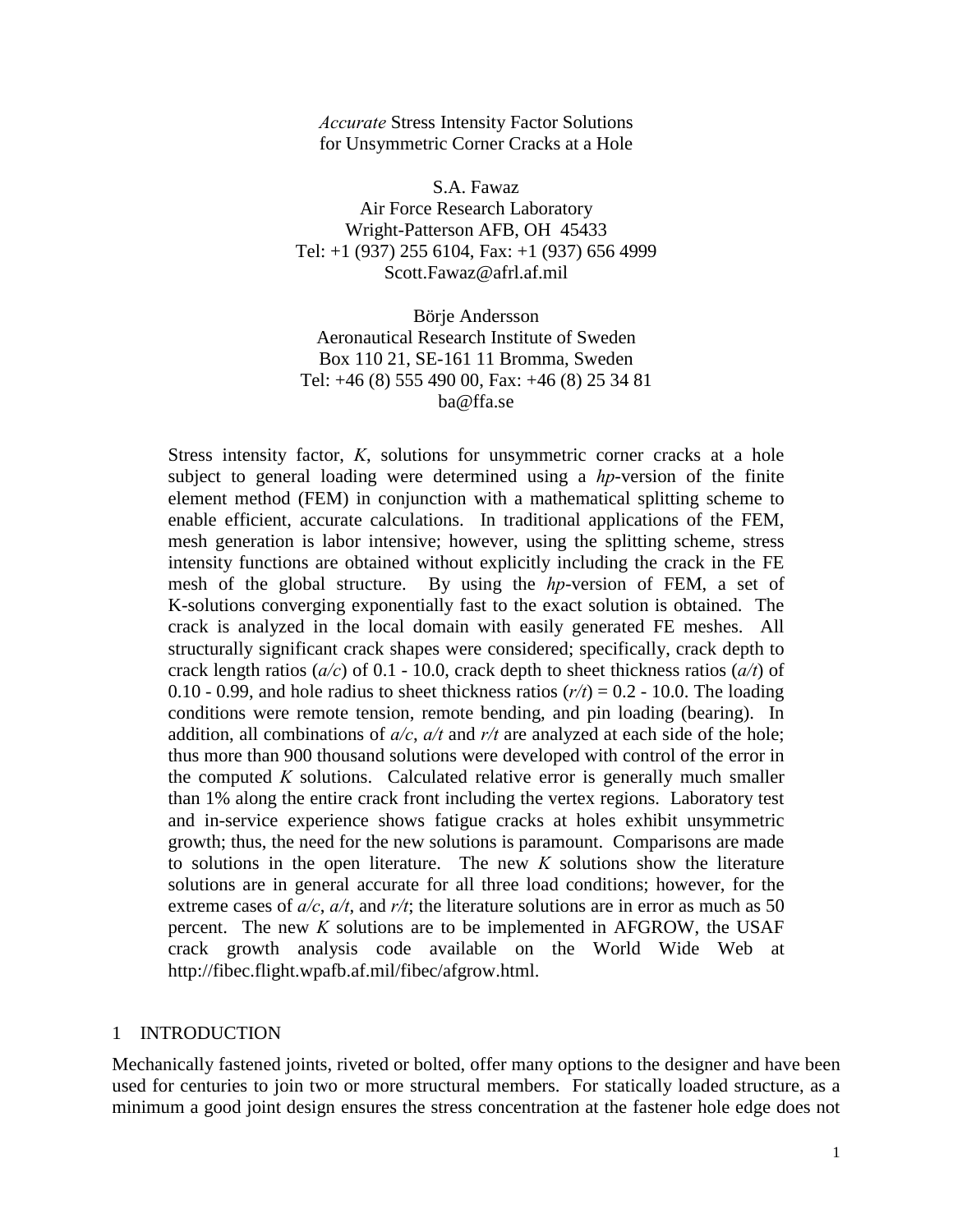# *Accurate* Stress Intensity Factor Solutions for Unsymmetric Corner Cracks at a Hole

S.A. Fawaz  
Air Force Research Laboratory  
Wright-Patterson AFB, OH 45433  
Tel: +1 (937) 255 6104, Fax: +1 (937) 656 4999  
Scott.Fawaz@afrl.af.mil

Börje Andersson  
Aeronautical Research Institute of Sweden  
Box 110 21, SE-161 11 Bromma, Sweden  
Tel: +46 (8) 555 490 00, Fax: +46 (8) 25 34 81  
ba@ffa.se

Stress intensity factor, $K$, solutions for unsymmetric corner cracks at a hole subject to general loading were determined using a *hp*-version of the finite element method (FEM) in conjunction with a mathematical splitting scheme to enable efficient, accurate calculations. In traditional applications of the FEM, mesh generation is labor intensive; however, using the splitting scheme, stress intensity functions are obtained without explicitly including the crack in the FE mesh of the global structure. By using the *hp*-version of FEM, a set of K-solutions converging exponentially fast to the exact solution is obtained. The crack is analyzed in the local domain with easily generated FE meshes. All structurally significant crack shapes were considered; specifically, crack depth to crack length ratios ($a/c$) of 0.1 - 10.0, crack depth to sheet thickness ratios ($a/t$) of 0.10 - 0.99, and hole radius to sheet thickness ratios ($r/t$) = 0.2 - 10.0. The loading conditions were remote tension, remote bending, and pin loading (bearing). In addition, all combinations of $a/c$, $a/t$ and $r/t$ are analyzed at each side of the hole; thus more than 900 thousand solutions were developed with control of the error in the computed $K$ solutions. Calculated relative error is generally much smaller than 1% along the entire crack front including the vertex regions. Laboratory test and in-service experience shows fatigue cracks at holes exhibit unsymmetric growth; thus, the need for the new solutions is paramount. Comparisons are made to solutions in the open literature. The new $K$ solutions show the literature solutions are in general accurate for all three load conditions; however, for the extreme cases of $a/c$, $a/t$, and $r/t$; the literature solutions are in error as much as 50 percent. The new $K$ solutions are to be implemented in AFGROW, the USAF crack growth analysis code available on the World Wide Web at http://fibec.flight.wpafb.af.mil/fibec/afgrow.html.

## 1 INTRODUCTION

Mechanically fastened joints, riveted or bolted, offer many options to the designer and have been used for centuries to join two or more structural members. For statically loaded structure, as a minimum a good joint design ensures the stress concentration at the fastener hole edge does not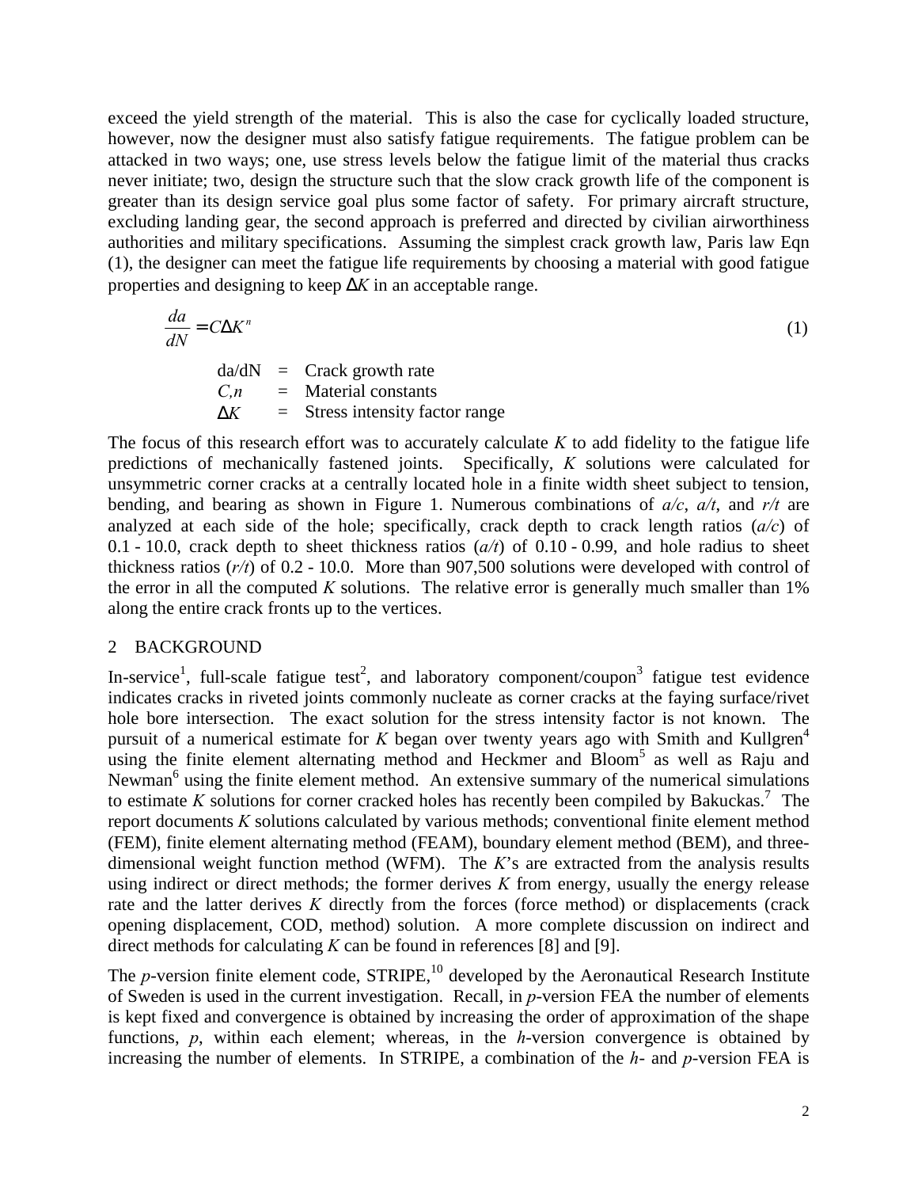exceed the yield strength of the material. This is also the case for cyclically loaded structure, however, now the designer must also satisfy fatigue requirements. The fatigue problem can be attacked in two ways; one, use stress levels below the fatigue limit of the material thus cracks never initiate; two, design the structure such that the slow crack growth life of the component is greater than its design service goal plus some factor of safety. For primary aircraft structure, excluding landing gear, the second approach is preferred and directed by civilian airworthiness authorities and military specifications. Assuming the simplest crack growth law, Paris law Eqn (1), the designer can meet the fatigue life requirements by choosing a material with good fatigue properties and designing to keep $\Delta K$ in an acceptable range.

$$\frac{da}{dN} = C\Delta K^n \tag{1}$$

| | | |
|---|---|---|
| da/dN | = | Crack growth rate |
| $C,n$ | = | Material constants |
| $\Delta K$ | = | Stress intensity factor range |

The focus of this research effort was to accurately calculate $K$ to add fidelity to the fatigue life predictions of mechanically fastened joints. Specifically, $K$ solutions were calculated for unsymmetric corner cracks at a centrally located hole in a finite width sheet subject to tension, bending, and bearing as shown in Figure 1. Numerous combinations of $a/c$, $a/t$, and $r/t$ are analyzed at each side of the hole; specifically, crack depth to crack length ratios ($a/c$) of 0.1 - 10.0, crack depth to sheet thickness ratios ($a/t$) of 0.10 - 0.99, and hole radius to sheet thickness ratios ($r/t$) of 0.2 - 10.0. More than 907,500 solutions were developed with control of the error in all the computed $K$ solutions. The relative error is generally much smaller than 1% along the entire crack fronts up to the vertices.

## 2 BACKGROUND

In-service[1], full-scale fatigue test[2], and laboratory component/coupon[3] fatigue test evidence indicates cracks in riveted joints commonly nucleate as corner cracks at the faying surface/rivet hole bore intersection. The exact solution for the stress intensity factor is not known. The pursuit of a numerical estimate for $K$ began over twenty years ago with Smith and Kullgren[4] using the finite element alternating method and Heckmer and Bloom[5] as well as Raju and Newman[6] using the finite element method. An extensive summary of the numerical simulations to estimate $K$ solutions for corner cracked holes has recently been compiled by Bakuckas.[7] The report documents $K$ solutions calculated by various methods; conventional finite element method (FEM), finite element alternating method (FEAM), boundary element method (BEM), and three-dimensional weight function method (WFM). The $K$'s are extracted from the analysis results using indirect or direct methods; the former derives $K$ from energy, usually the energy release rate and the latter derives $K$ directly from the forces (force method) or displacements (crack opening displacement, COD, method) solution. A more complete discussion on indirect and direct methods for calculating $K$ can be found in references [8] and [9].

The $p$-version finite element code, STRIPE,[10] developed by the Aeronautical Research Institute of Sweden is used in the current investigation. Recall, in $p$-version FEA the number of elements is kept fixed and convergence is obtained by increasing the order of approximation of the shape functions, $p$, within each element; whereas, in the $h$-version convergence is obtained by increasing the number of elements. In STRIPE, a combination of the $h$- and $p$-version FEA is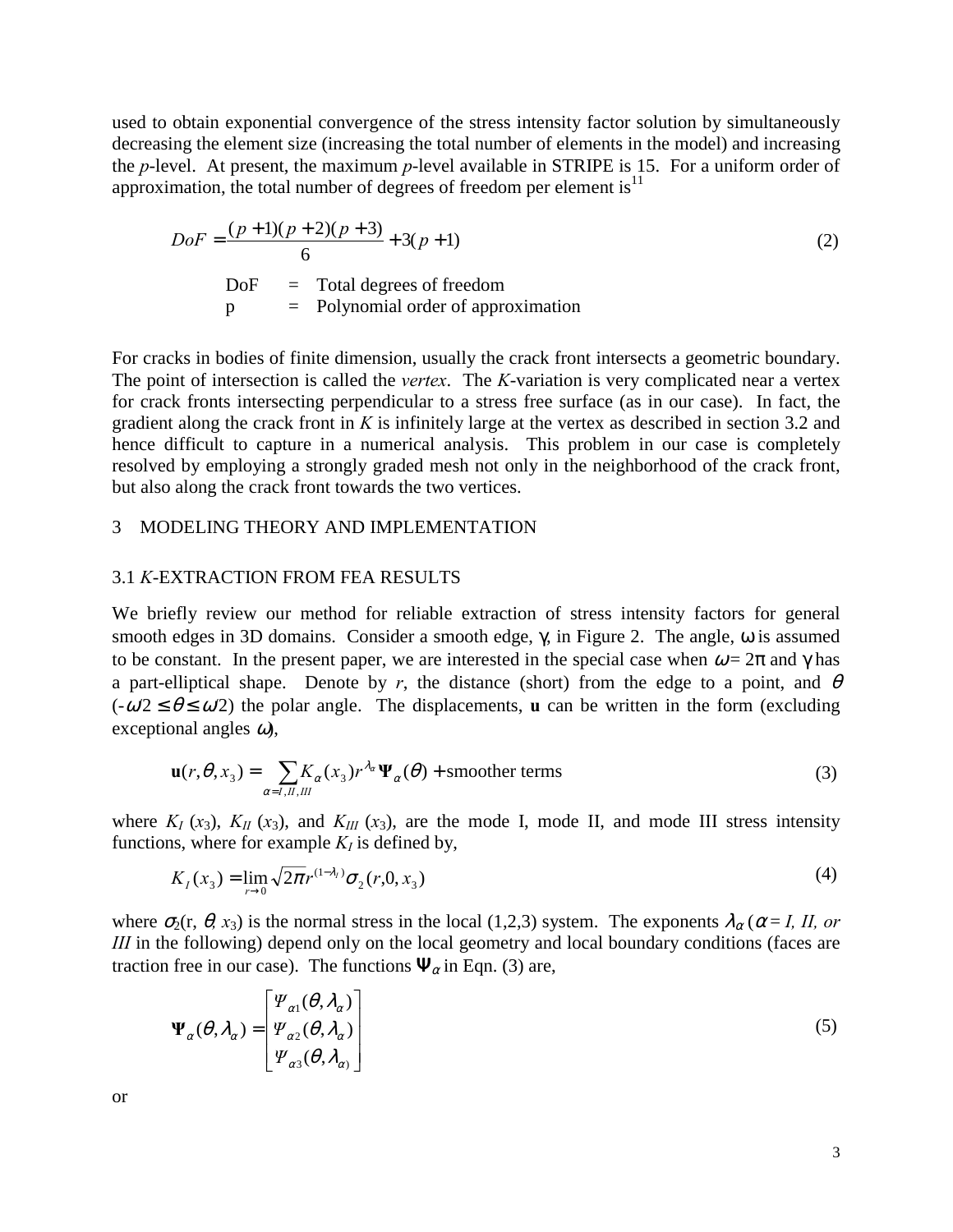used to obtain exponential convergence of the stress intensity factor solution by simultaneously decreasing the element size (increasing the total number of elements in the model) and increasing the *p*-level. At present, the maximum *p*-level available in STRIPE is 15. For a uniform order of approximation, the total number of degrees of freedom per element is[11]

$$DoF = \frac{(p+1)(p+2)(p+3)}{6} + 3(p+1) \tag{2}$$

DoF = Total degrees of freedom
p = Polynomial order of approximation

For cracks in bodies of finite dimension, usually the crack front intersects a geometric boundary. The point of intersection is called the *vertex*. The *K*-variation is very complicated near a vertex for crack fronts intersecting perpendicular to a stress free surface (as in our case). In fact, the gradient along the crack front in *K* is infinitely large at the vertex as described in section 3.2 and hence difficult to capture in a numerical analysis. This problem in our case is completely resolved by employing a strongly graded mesh not only in the neighborhood of the crack front, but also along the crack front towards the two vertices.

## 3 MODELING THEORY AND IMPLEMENTATION

### 3.1 *K*-EXTRACTION FROM FEA RESULTS

We briefly review our method for reliable extraction of stress intensity factors for general smooth edges in 3D domains. Consider a smooth edge, $\gamma$, in Figure 2. The angle, $\omega$ is assumed to be constant. In the present paper, we are interested in the special case when $\omega = 2\pi$ and $\gamma$ has a part-elliptical shape. Denote by *r*, the distance (short) from the edge to a point, and $\theta$ ($-\omega/2 \leq \theta \leq \omega/2$) the polar angle. The displacements, **u** can be written in the form (excluding exceptional angles $\omega$),

$$\mathbf{u}(r,\theta,x_3) = \sum_{\alpha=I,II,III} K_\alpha(x_3) r^{\lambda_\alpha} \mathbf{\Psi}_\alpha(\theta) + \text{smoother terms} \tag{3}$$

where $K_I(x_3)$, $K_{II}(x_3)$, and $K_{III}(x_3)$, are the mode I, mode II, and mode III stress intensity functions, where for example $K_I$ is defined by,

$$K_I(x_3) = \lim_{r\to 0} \sqrt{2\pi}\, r^{(1-\lambda_I)} \sigma_2(r,0,x_3) \tag{4}$$

where $\sigma_2(r, \theta, x_3)$ is the normal stress in the local (1,2,3) system. The exponents $\lambda_\alpha$ ($\alpha = I, II, or III$ in the following) depend only on the local geometry and local boundary conditions (faces are traction free in our case). The functions $\mathbf{\Psi}_\alpha$ in Eqn. (3) are,

$$\mathbf{\Psi}_\alpha(\theta,\lambda_\alpha) = \begin{bmatrix} \Psi_{\alpha 1}(\theta,\lambda_\alpha) \\ \Psi_{\alpha 2}(\theta,\lambda_\alpha) \\ \Psi_{\alpha 3}(\theta,\lambda_\alpha) \end{bmatrix} \tag{5}$$

or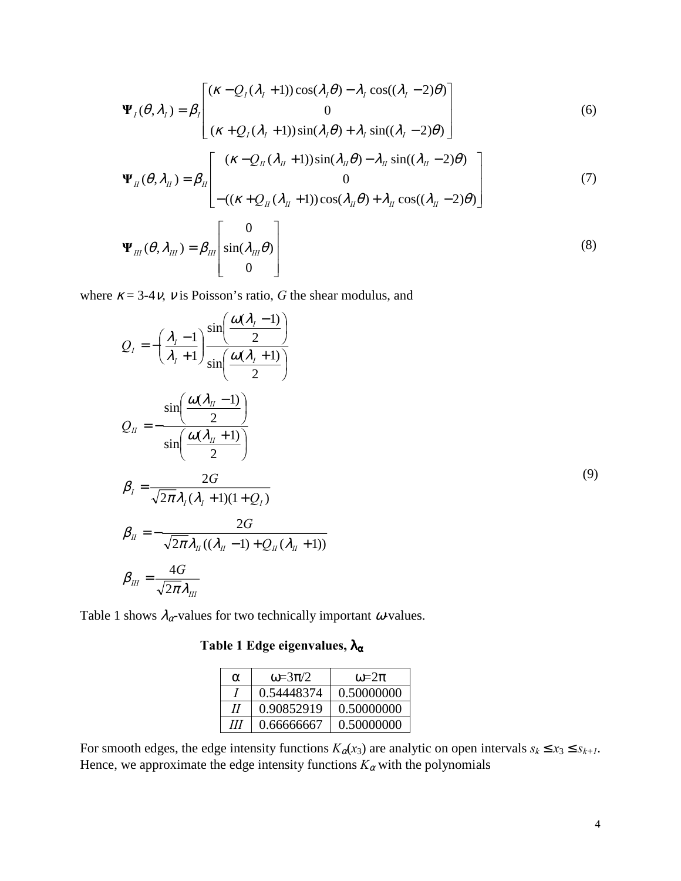$$\mathbf{\Psi}_I(\theta,\lambda_I)=\beta_I\begin{bmatrix}(\kappa-Q_I(\lambda_I+1))\cos(\lambda_I\theta)-\lambda_I\cos((\lambda_I-2)\theta)\\0\\(\kappa+Q_I(\lambda_I+1))\sin(\lambda_I\theta)+\lambda_I\sin((\lambda_I-2)\theta)\end{bmatrix} \tag{6}$$

$$\mathbf{\Psi}_{II}(\theta,\lambda_{II})=\beta_{II}\begin{bmatrix}(\kappa-Q_{II}(\lambda_{II}+1))\sin(\lambda_{II}\theta)-\lambda_{II}\sin((\lambda_{II}-2)\theta)\\0\\-((\kappa+Q_{II}(\lambda_{II}+1))\cos(\lambda_{II}\theta)+\lambda_{II}\cos((\lambda_{II}-2)\theta)\end{bmatrix} \tag{7}$$

$$\mathbf{\Psi}_{III}(\theta,\lambda_{III})=\beta_{III}\begin{bmatrix}0\\\sin(\lambda_{III}\theta)\\0\end{bmatrix} \tag{8}$$

where $\kappa = 3\text{-}4\nu$, $\nu$ is Poisson's ratio, $G$ the shear modulus, and

$$\begin{aligned}
Q_I &= -\left(\frac{\lambda_I-1}{\lambda_I+1}\right)\frac{\sin\left(\frac{\omega(\lambda_I-1)}{2}\right)}{\sin\left(\frac{\omega(\lambda_I+1)}{2}\right)}\\
Q_{II} &= -\frac{\sin\left(\frac{\omega(\lambda_{II}-1)}{2}\right)}{\sin\left(\frac{\omega(\lambda_{II}+1)}{2}\right)}\\
\beta_I &= \frac{2G}{\sqrt{2\pi}\lambda_I(\lambda_I+1)(1+Q_I)}\\
\beta_{II} &= -\frac{2G}{\sqrt{2\pi}\lambda_{II}((\lambda_{II}-1)+Q_{II}(\lambda_{II}+1))}\\
\beta_{III} &= \frac{4G}{\sqrt{2\pi}\lambda_{III}}
\end{aligned} \tag{9}$$

Table 1 shows $\lambda_\alpha$-values for two technically important $\omega$-values.

**Table 1 Edge eigenvalues, $\lambda_\alpha$**

| α | ω=3π/2 | ω=2π |
|---|---|---|
| *I* | 0.54448374 | 0.50000000 |
| *II* | 0.90852919 | 0.50000000 |
| *III* | 0.66666667 | 0.50000000 |

For smooth edges, the edge intensity functions $K_\alpha(x_3)$ are analytic on open intervals $s_k \leq x_3 \leq s_{k+1}$. Hence, we approximate the edge intensity functions $K_\alpha$ with the polynomials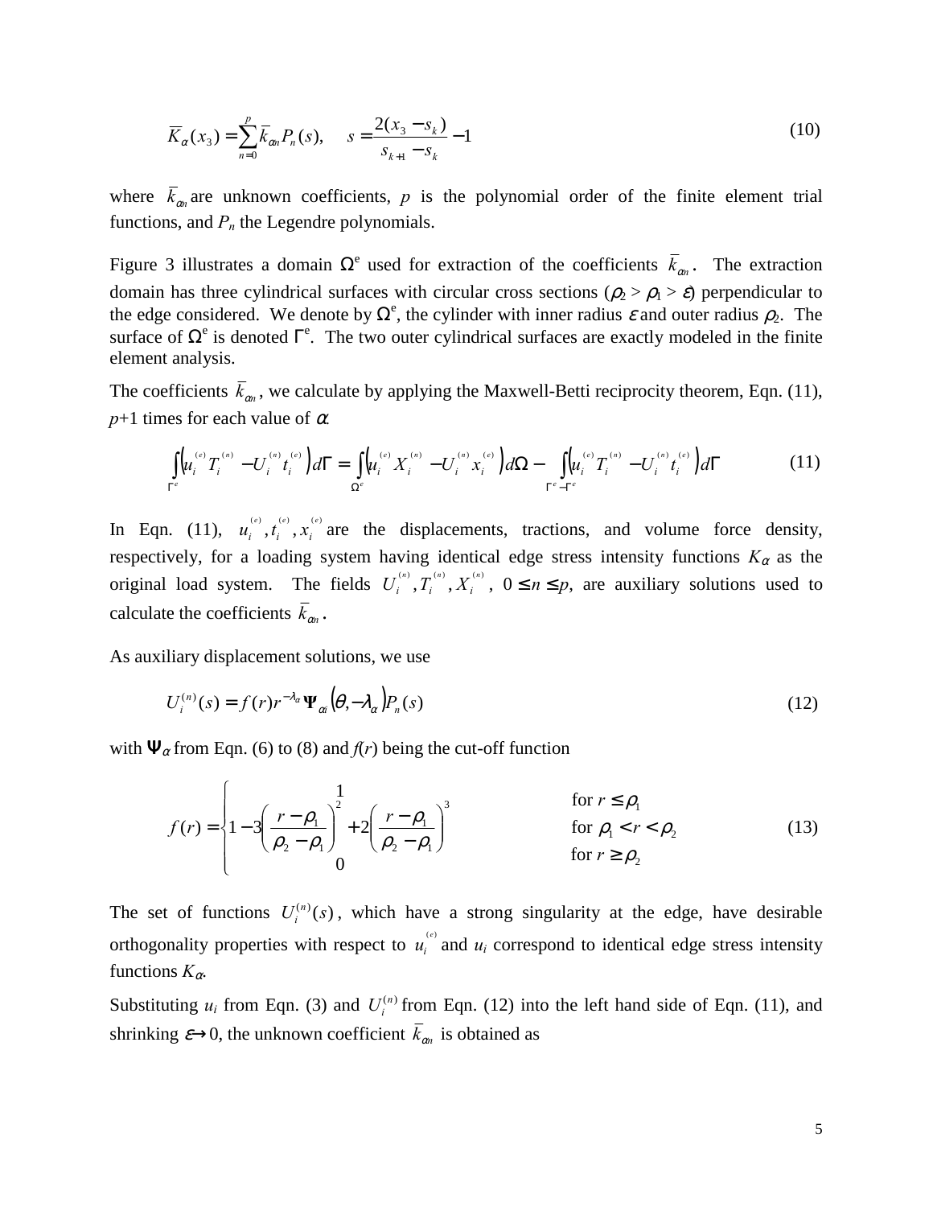$$\overline{K}_\alpha(x_3) = \sum_{n=0}^{p} \overline{k}_{\alpha n} P_n(s), \quad s = \frac{2(x_3 - s_k)}{s_{k+1} - s_k} - 1 \tag{10}$$

where $\overline{k}_{\alpha n}$ are unknown coefficients, $p$ is the polynomial order of the finite element trial functions, and $P_n$ the Legendre polynomials.

Figure 3 illustrates a domain $\Omega^e$ used for extraction of the coefficients $\overline{k}_{\alpha n}$. The extraction domain has three cylindrical surfaces with circular cross sections ($\rho_2 > \rho_1 > \varepsilon$) perpendicular to the edge considered. We denote by $\Omega^e$, the cylinder with inner radius $\varepsilon$ and outer radius $\rho_2$. The surface of $\Omega^e$ is denoted $\Gamma^e$. The two outer cylindrical surfaces are exactly modeled in the finite element analysis.

The coefficients $\overline{k}_{\alpha n}$, we calculate by applying the Maxwell-Betti reciprocity theorem, Eqn. (11), $p$+1 times for each value of $\alpha$.

$$\int_{\Gamma^e} \left( u_i^{(e)} T_i^{(n)} - U_i^{(n)} t_i^{(e)} \right) d\Gamma = \int_{\Omega^e} \left( u_i^{(e)} X_i^{(n)} - U_i^{(n)} x_i^{(e)} \right) d\Omega - \int_{\Gamma^e - \Gamma^e} \left( u_i^{(e)} T_i^{(n)} - U_i^{(n)} t_i^{(e)} \right) d\Gamma \tag{11}$$

In Eqn. (11), $u_i^{(e)}, t_i^{(e)}, x_i^{(e)}$ are the displacements, tractions, and volume force density, respectively, for a loading system having identical edge stress intensity functions $K_\alpha$ as the original load system. The fields $U_i^{(n)}, T_i^{(n)}, X_i^{(n)}$, $0 \le n \le p$, are auxiliary solutions used to calculate the coefficients $\overline{k}_{\alpha n}$.

As auxiliary displacement solutions, we use

$$U_i^{(n)}(s) = f(r) r^{-\lambda_\alpha} \mathbf{\Psi}_{\alpha i} \left( \theta, -\lambda_\alpha \right) P_n(s) \tag{12}$$

with $\Psi_\alpha$ from Eqn. (6) to (8) and $f(r)$ being the cut-off function

$$f(r) = \begin{cases} 1 & \text{for } r \le \rho_1 \\ 1 - 3\left( \dfrac{r - \rho_1}{\rho_2 - \rho_1} \right)^2 + 2\left( \dfrac{r - \rho_1}{\rho_2 - \rho_1} \right)^3 & \text{for } \rho_1 < r < \rho_2 \\ 0 & \text{for } r \ge \rho_2 \end{cases} \tag{13}$$

The set of functions $U_i^{(n)}(s)$, which have a strong singularity at the edge, have desirable orthogonality properties with respect to $u_i^{(e)}$ and $u_i$ correspond to identical edge stress intensity functions $K_\alpha$.

Substituting $u_i$ from Eqn. (3) and $U_i^{(n)}$ from Eqn. (12) into the left hand side of Eqn. (11), and shrinking $\varepsilon \to 0$, the unknown coefficient $\overline{k}_{\alpha n}$ is obtained as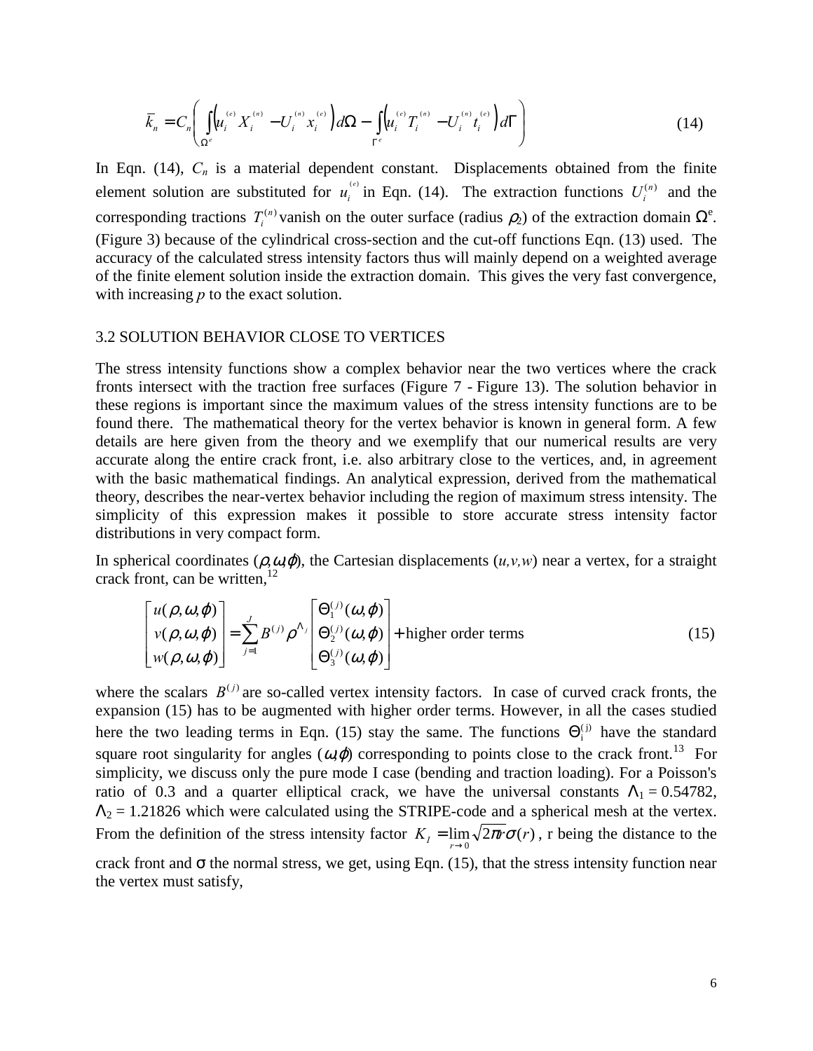$$\bar{k}_n = C_n \left( \int_{\Omega^e} \left( u_i^{(e)} X_i^{(n)} - U_i^{(n)} x_i^{(e)} \right) d\Omega - \int_{\Gamma^e} \left( u_i^{(e)} T_i^{(n)} - U_i^{(n)} t_i^{(e)} \right) d\Gamma \right) \tag{14}$$

In Eqn. (14), $C_n$ is a material dependent constant. Displacements obtained from the finite element solution are substituted for $u_i^{(e)}$ in Eqn. (14). The extraction functions $U_i^{(n)}$ and the corresponding tractions $T_i^{(n)}$ vanish on the outer surface (radius $\rho_2$) of the extraction domain $\Omega^e$. (Figure 3) because of the cylindrical cross-section and the cut-off functions Eqn. (13) used. The accuracy of the calculated stress intensity factors thus will mainly depend on a weighted average of the finite element solution inside the extraction domain. This gives the very fast convergence, with increasing *p* to the exact solution.

## 3.2 SOLUTION BEHAVIOR CLOSE TO VERTICES

The stress intensity functions show a complex behavior near the two vertices where the crack fronts intersect with the traction free surfaces (Figure 7 - Figure 13). The solution behavior in these regions is important since the maximum values of the stress intensity functions are to be found there. The mathematical theory for the vertex behavior is known in general form. A few details are here given from the theory and we exemplify that our numerical results are very accurate along the entire crack front, i.e. also arbitrary close to the vertices, and, in agreement with the basic mathematical findings. An analytical expression, derived from the mathematical theory, describes the near-vertex behavior including the region of maximum stress intensity. The simplicity of this expression makes it possible to store accurate stress intensity factor distributions in very compact form.

In spherical coordinates $(\rho,\omega,\varphi)$, the Cartesian displacements $(u,v,w)$ near a vertex, for a straight crack front, can be written,[12]

$$\begin{bmatrix} u(\rho,\omega,\varphi) \\ v(\rho,\omega,\varphi) \\ w(\rho,\omega,\varphi) \end{bmatrix} = \sum_{j=1}^{J} B^{(j)} \rho^{\Lambda_j} \begin{bmatrix} \Theta_1^{(j)}(\omega,\varphi) \\ \Theta_2^{(j)}(\omega,\varphi) \\ \Theta_3^{(j)}(\omega,\varphi) \end{bmatrix} + \text{higher order terms} \tag{15}$$

where the scalars $B^{(j)}$ are so-called vertex intensity factors. In case of curved crack fronts, the expansion (15) has to be augmented with higher order terms. However, in all the cases studied here the two leading terms in Eqn. (15) stay the same. The functions $\Theta_i^{(j)}$ have the standard square root singularity for angles $(\omega,\varphi)$ corresponding to points close to the crack front.[13] For simplicity, we discuss only the pure mode I case (bending and traction loading). For a Poisson's ratio of 0.3 and a quarter elliptical crack, we have the universal constants $\Lambda_1 = 0.54782$, $\Lambda_2 = 1.21826$ which were calculated using the STRIPE-code and a spherical mesh at the vertex. From the definition of the stress intensity factor $K_I = \lim_{r \to 0} \sqrt{2\pi r}\,\sigma(r)$, r being the distance to the crack front and $\sigma$ the normal stress, we get, using Eqn. (15), that the stress intensity function near the vertex must satisfy,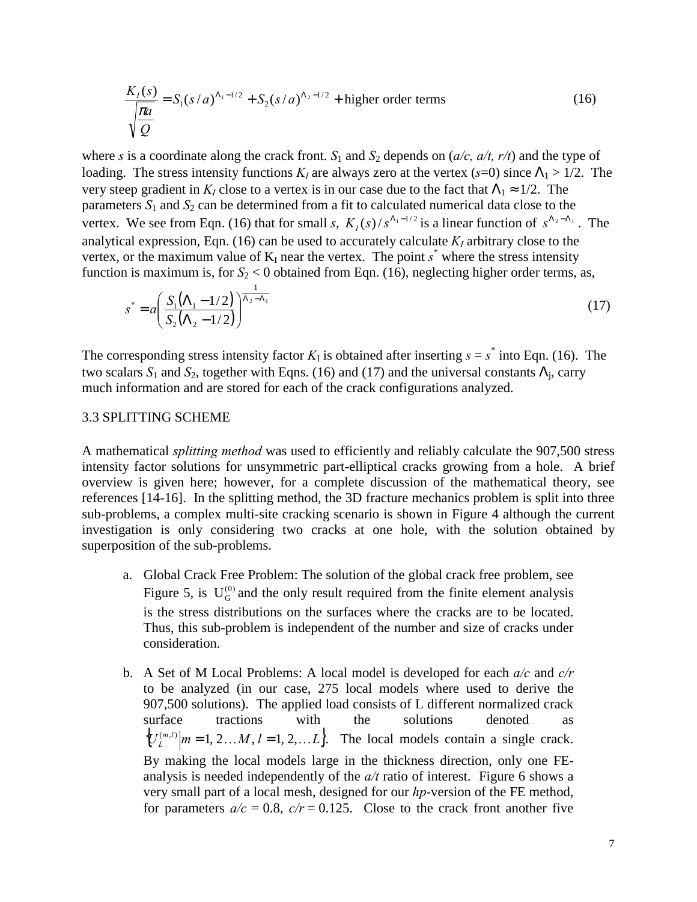$$\frac{K_I(s)}{\sqrt{\dfrac{\pi a}{Q}}} = S_1(s/a)^{\Lambda_1 - 1/2} + S_2(s/a)^{\Lambda_2 - 1/2} + \text{higher order terms} \tag{16}$$

where *s* is a coordinate along the crack front. $S_1$ and $S_2$ depends on (*a/c, a/t, r/t*) and the type of loading. The stress intensity functions $K_I$ are always zero at the vertex (*s*=0) since $\Lambda_1 > 1/2$. The very steep gradient in $K_I$ close to a vertex is in our case due to the fact that $\Lambda_1 \approx 1/2$. The parameters $S_1$ and $S_2$ can be determined from a fit to calculated numerical data close to the vertex. We see from Eqn. (16) that for small *s*, $K_I(s)/s^{\Lambda_1 - 1/2}$ is a linear function of $s^{\Lambda_2 - \Lambda_1}$. The analytical expression, Eqn. (16) can be used to accurately calculate $K_I$ arbitrary close to the vertex, or the maximum value of $K_I$ near the vertex. The point $s^*$ where the stress intensity function is maximum is, for $S_2 < 0$ obtained from Eqn. (16), neglecting higher order terms, as,

$$s^* = a\left(\frac{S_1(\Lambda_1 - 1/2)}{S_2(\Lambda_2 - 1/2)}\right)^{\frac{1}{\Lambda_2 - \Lambda_1}} \tag{17}$$

The corresponding stress intensity factor $K_I$ is obtained after inserting $s = s^*$ into Eqn. (16). The two scalars $S_1$ and $S_2$, together with Eqns. (16) and (17) and the universal constants $\Lambda_j$, carry much information and are stored for each of the crack configurations analyzed.

### 3.3 SPLITTING SCHEME

A mathematical *splitting method* was used to efficiently and reliably calculate the 907,500 stress intensity factor solutions for unsymmetric part-elliptical cracks growing from a hole. A brief overview is given here; however, for a complete discussion of the mathematical theory, see references [14-16]. In the splitting method, the 3D fracture mechanics problem is split into three sub-problems, a complex multi-site cracking scenario is shown in Figure 4 although the current investigation is only considering two cracks at one hole, with the solution obtained by superposition of the sub-problems.

a. Global Crack Free Problem: The solution of the global crack free problem, see Figure 5, is $U_G^{(0)}$ and the only result required from the finite element analysis is the stress distributions on the surfaces where the cracks are to be located. Thus, this sub-problem is independent of the number and size of cracks under consideration.

b. A Set of M Local Problems: A local model is developed for each *a/c* and *c/r* to be analyzed (in our case, 275 local models where used to derive the 907,500 solutions). The applied load consists of L different normalized crack surface tractions with the solutions denoted as $\{U_L^{(m,l)} \mid m = 1, 2 \ldots M, l = 1, 2, \ldots L\}$. The local models contain a single crack. By making the local models large in the thickness direction, only one FE-analysis is needed independently of the *a/t* ratio of interest. Figure 6 shows a very small part of a local mesh, designed for our *hp*-version of the FE method, for parameters *a/c* = 0.8, *c/r* = 0.125. Close to the crack front another five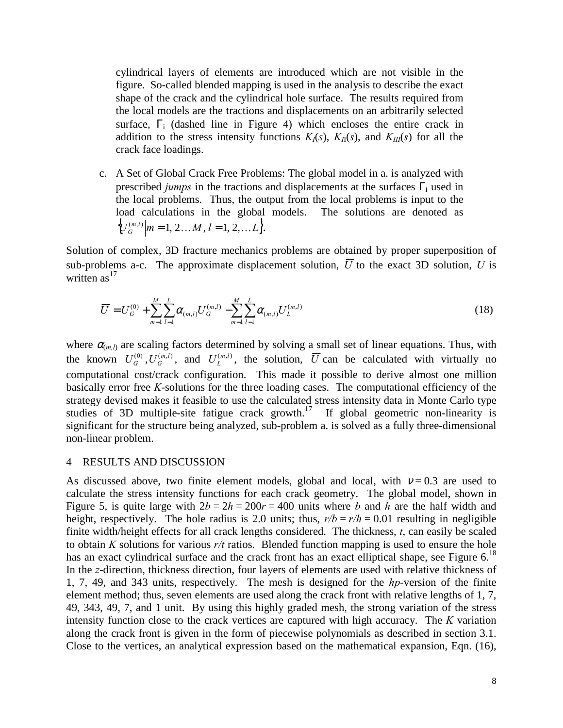cylindrical layers of elements are introduced which are not visible in the figure. So-called blended mapping is used in the analysis to describe the exact shape of the crack and the cylindrical hole surface. The results required from the local models are the tractions and displacements on an arbitrarily selected surface, $\Gamma_i$ (dashed line in Figure 4) which encloses the entire crack in addition to the stress intensity functions $K_I(s)$, $K_{II}(s)$, and $K_{III}(s)$ for all the crack face loadings.

c. A Set of Global Crack Free Problems: The global model in a. is analyzed with prescribed *jumps* in the tractions and displacements at the surfaces $\Gamma_i$ used in the local problems. Thus, the output from the local problems is input to the load calculations in the global models. The solutions are denoted as $\left\{U_G^{(m,l)} \middle| m = 1, 2 \ldots M, l = 1, 2, \ldots L\right\}$.

Solution of complex, 3D fracture mechanics problems are obtained by proper superposition of sub-problems a-c. The approximate displacement solution, $\overline{U}$ to the exact 3D solution, $U$ is written as[17]

$$\overline{U} = U_G^{(0)} + \sum_{m=1}^{M}\sum_{l=1}^{L}\alpha_{(m,l)}U_G^{(m,l)} - \sum_{m=1}^{M}\sum_{l=1}^{L}\alpha_{(m,l)}U_L^{(m,l)} \tag{18}$$

where $\alpha_{(m,l)}$ are scaling factors determined by solving a small set of linear equations. Thus, with the known $U_G^{(0)}, U_G^{(m,l)}$, and $U_L^{(m,l)}$, the solution, $\overline{U}$ can be calculated with virtually no computational cost/crack configuration. This made it possible to derive almost one million basically error free $K$-solutions for the three loading cases. The computational efficiency of the strategy devised makes it feasible to use the calculated stress intensity data in Monte Carlo type studies of 3D multiple-site fatigue crack growth.[17] If global geometric non-linearity is significant for the structure being analyzed, sub-problem a. is solved as a fully three-dimensional non-linear problem.

## 4 RESULTS AND DISCUSSION

As discussed above, two finite element models, global and local, with $\nu = 0.3$ are used to calculate the stress intensity functions for each crack geometry. The global model, shown in Figure 5, is quite large with $2b = 2h = 200r = 400$ units where $b$ and $h$ are the half width and height, respectively. The hole radius is 2.0 units; thus, $r/b = r/h = 0.01$ resulting in negligible finite width/height effects for all crack lengths considered. The thickness, $t$, can easily be scaled to obtain $K$ solutions for various $r/t$ ratios. Blended function mapping is used to ensure the hole has an exact cylindrical surface and the crack front has an exact elliptical shape, see Figure 6.[18] In the $z$-direction, thickness direction, four layers of elements are used with relative thickness of 1, 7, 49, and 343 units, respectively. The mesh is designed for the *hp*-version of the finite element method; thus, seven elements are used along the crack front with relative lengths of 1, 7, 49, 343, 49, 7, and 1 unit. By using this highly graded mesh, the strong variation of the stress intensity function close to the crack vertices are captured with high accuracy. The $K$ variation along the crack front is given in the form of piecewise polynomials as described in section 3.1. Close to the vertices, an analytical expression based on the mathematical expansion, Eqn. (16),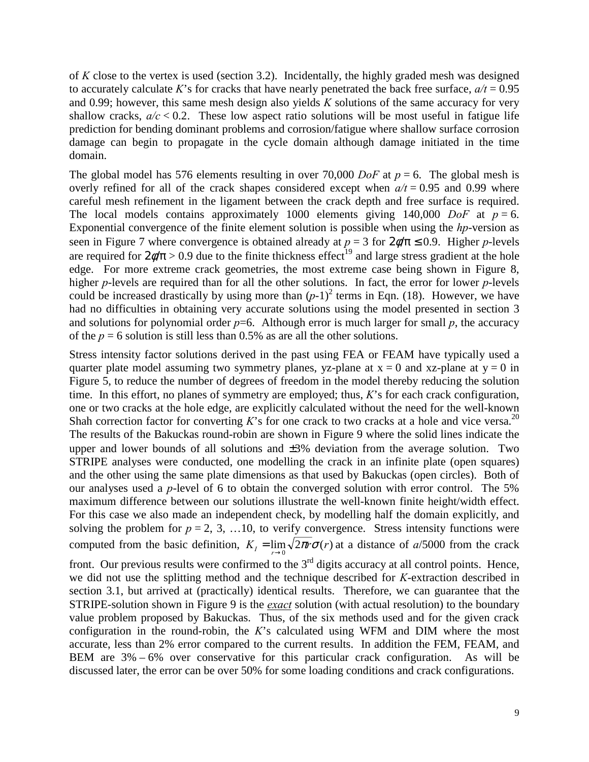of $K$ close to the vertex is used (section 3.2). Incidentally, the highly graded mesh was designed to accurately calculate $K$'s for cracks that have nearly penetrated the back free surface, $a/t = 0.95$ and 0.99; however, this same mesh design also yields $K$ solutions of the same accuracy for very shallow cracks, $a/c < 0.2$. These low aspect ratio solutions will be most useful in fatigue life prediction for bending dominant problems and corrosion/fatigue where shallow surface corrosion damage can begin to propagate in the cycle domain although damage initiated in the time domain.

The global model has 576 elements resulting in over 70,000 $DoF$ at $p = 6$. The global mesh is overly refined for all of the crack shapes considered except when $a/t = 0.95$ and 0.99 where careful mesh refinement in the ligament between the crack depth and free surface is required. The local models contains approximately 1000 elements giving 140,000 $DoF$ at $p = 6$. Exponential convergence of the finite element solution is possible when using the $hp$-version as seen in Figure 7 where convergence is obtained already at $p = 3$ for $2\varphi/\pi \leq 0.9$. Higher $p$-levels are required for $2\varphi/\pi > 0.9$ due to the finite thickness effect[19] and large stress gradient at the hole edge. For more extreme crack geometries, the most extreme case being shown in Figure 8, higher $p$-levels are required than for all the other solutions. In fact, the error for lower $p$-levels could be increased drastically by using more than $(p\text{-}1)^2$ terms in Eqn. (18). However, we have had no difficulties in obtaining very accurate solutions using the model presented in section 3 and solutions for polynomial order $p$=6. Although error is much larger for small $p$, the accuracy of the $p = 6$ solution is still less than 0.5% as are all the other solutions.

Stress intensity factor solutions derived in the past using FEA or FEAM have typically used a quarter plate model assuming two symmetry planes, yz-plane at x = 0 and xz-plane at y = 0 in Figure 5, to reduce the number of degrees of freedom in the model thereby reducing the solution time. In this effort, no planes of symmetry are employed; thus, $K$'s for each crack configuration, one or two cracks at the hole edge, are explicitly calculated without the need for the well-known Shah correction factor for converting $K$'s for one crack to two cracks at a hole and vice versa.[20] The results of the Bakuckas round-robin are shown in Figure 9 where the solid lines indicate the upper and lower bounds of all solutions and ±3% deviation from the average solution. Two STRIPE analyses were conducted, one modelling the crack in an infinite plate (open squares) and the other using the same plate dimensions as that used by Bakuckas (open circles). Both of our analyses used a $p$-level of 6 to obtain the converged solution with error control. The 5% maximum difference between our solutions illustrate the well-known finite height/width effect. For this case we also made an independent check, by modelling half the domain explicitly, and solving the problem for $p = 2, 3, \ldots 10$, to verify convergence. Stress intensity functions were computed from the basic definition, $K_I = \lim_{r \to 0} \sqrt{2\pi r}\,\sigma(r)$ at a distance of $a$/5000 from the crack front. Our previous results were confirmed to the 3rd digits accuracy at all control points. Hence, we did not use the splitting method and the technique described for $K$-extraction described in section 3.1, but arrived at (practically) identical results. Therefore, we can guarantee that the STRIPE-solution shown in Figure 9 is the *exact* solution (with actual resolution) to the boundary value problem proposed by Bakuckas. Thus, of the six methods used and for the given crack configuration in the round-robin, the $K$'s calculated using WFM and DIM where the most accurate, less than 2% error compared to the current results. In addition the FEM, FEAM, and BEM are 3% – 6% over conservative for this particular crack configuration. As will be discussed later, the error can be over 50% for some loading conditions and crack configurations.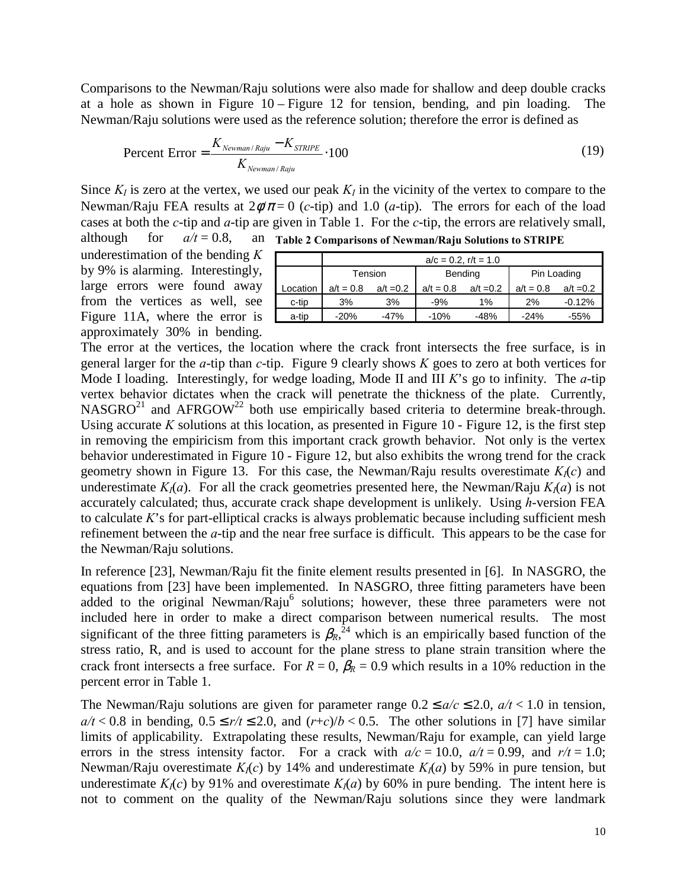Comparisons to the Newman/Raju solutions were also made for shallow and deep double cracks at a hole as shown in Figure 10 – Figure 12 for tension, bending, and pin loading. The Newman/Raju solutions were used as the reference solution; therefore the error is defined as

$$\text{Percent Error} = \frac{K_{Newman/Raju} - K_{STRIPE}}{K_{Newman/Raju}} \cdot 100 \tag{19}$$

Since $K_I$ is zero at the vertex, we used our peak $K_I$ in the vicinity of the vertex to compare to the Newman/Raju FEA results at $2\varphi/\pi = 0$ ($c$-tip) and 1.0 ($a$-tip). The errors for each of the load cases at both the $c$-tip and $a$-tip are given in Table 1. For the $c$-tip, the errors are relatively small, although for $a/t = 0.8$, an underestimation of the bending $K$ by 9% is alarming. Interestingly, large errors were found away from the vertices as well, see Figure 11A, where the error is approximately 30% in bending.

**Table 2 Comparisons of Newman/Raju Solutions to STRIPE**

| | $a/c = 0.2$, $r/t = 1.0$ | | | | | |
|---|---|---|---|---|---|---|
| | Tension | | Bending | | Pin Loading | |
| Location | $a/t = 0.8$ | $a/t = 0.2$ | $a/t = 0.8$ | $a/t = 0.2$ | $a/t = 0.8$ | $a/t = 0.2$ |
| c-tip | 3% | 3% | -9% | 1% | 2% | -0.12% |
| a-tip | -20% | -47% | -10% | -48% | -24% | -55% |

The error at the vertices, the location where the crack front intersects the free surface, is in general larger for the $a$-tip than $c$-tip. Figure 9 clearly shows $K$ goes to zero at both vertices for Mode I loading. Interestingly, for wedge loading, Mode II and III $K$'s go to infinity. The $a$-tip vertex behavior dictates when the crack will penetrate the thickness of the plate. Currently, NASGRO[21] and AFRGOW[22] both use empirically based criteria to determine break-through. Using accurate $K$ solutions at this location, as presented in Figure 10 - Figure 12, is the first step in removing the empiricism from this important crack growth behavior. Not only is the vertex behavior underestimated in Figure 10 - Figure 12, but also exhibits the wrong trend for the crack geometry shown in Figure 13. For this case, the Newman/Raju results overestimate $K_I(c)$ and underestimate $K_I(a)$. For all the crack geometries presented here, the Newman/Raju $K_I(a)$ is not accurately calculated; thus, accurate crack shape development is unlikely. Using $h$-version FEA to calculate $K$'s for part-elliptical cracks is always problematic because including sufficient mesh refinement between the $a$-tip and the near free surface is difficult. This appears to be the case for the Newman/Raju solutions.

In reference [23], Newman/Raju fit the finite element results presented in [6]. In NASGRO, the equations from [23] have been implemented. In NASGRO, three fitting parameters have been added to the original Newman/Raju[6] solutions; however, these three parameters were not included here in order to make a direct comparison between numerical results. The most significant of the three fitting parameters is $\beta_R$,[24] which is an empirically based function of the stress ratio, R, and is used to account for the plane stress to plane strain transition where the crack front intersects a free surface. For $R = 0$, $\beta_R = 0.9$ which results in a 10% reduction in the percent error in Table 1.

The Newman/Raju solutions are given for parameter range $0.2 \le a/c \le 2.0$, $a/t < 1.0$ in tension, $a/t < 0.8$ in bending, $0.5 \le r/t \le 2.0$, and $(r+c)/b < 0.5$. The other solutions in [7] have similar limits of applicability. Extrapolating these results, Newman/Raju for example, can yield large errors in the stress intensity factor. For a crack with $a/c = 10.0$, $a/t = 0.99$, and $r/t = 1.0$; Newman/Raju overestimate $K_I(c)$ by 14% and underestimate $K_I(a)$ by 59% in pure tension, but underestimate $K_I(c)$ by 91% and overestimate $K_I(a)$ by 60% in pure bending. The intent here is not to comment on the quality of the Newman/Raju solutions since they were landmark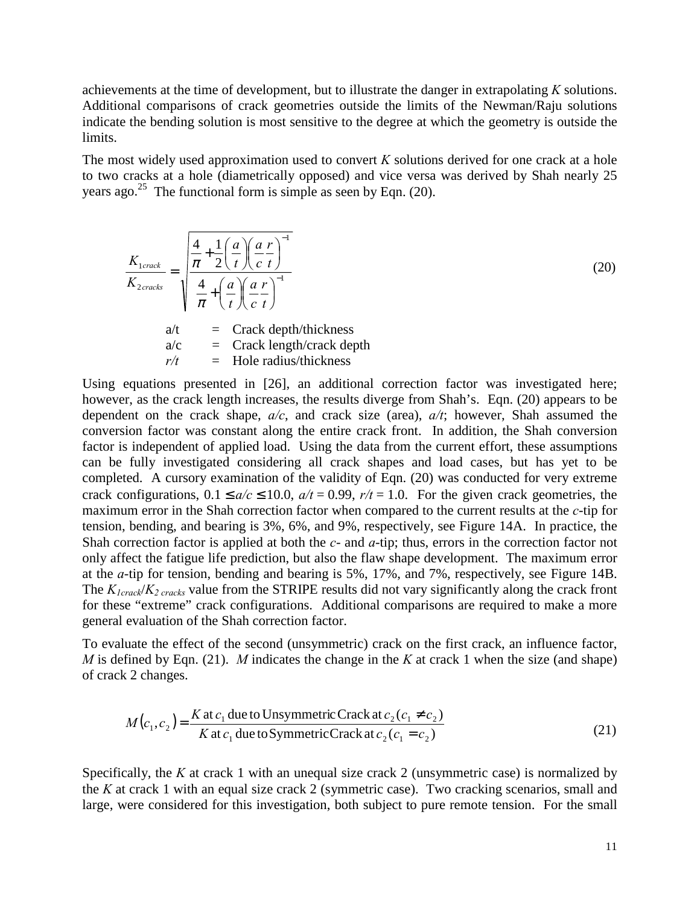achievements at the time of development, but to illustrate the danger in extrapolating $K$ solutions. Additional comparisons of crack geometries outside the limits of the Newman/Raju solutions indicate the bending solution is most sensitive to the degree at which the geometry is outside the limits.

The most widely used approximation used to convert $K$ solutions derived for one crack at a hole to two cracks at a hole (diametrically opposed) and vice versa was derived by Shah nearly 25 years ago.[25] The functional form is simple as seen by Eqn. (20).

$$\frac{K_{1crack}}{K_{2cracks}} = \sqrt{\frac{\dfrac{4}{\pi} + \dfrac{1}{2}\left(\dfrac{a}{t}\right)\left(\dfrac{a}{c}\dfrac{r}{t}\right)^{-1}}{\dfrac{4}{\pi} + \left(\dfrac{a}{t}\right)\left(\dfrac{a}{c}\dfrac{r}{t}\right)^{-1}}} \tag{20}$$

a/t = Crack depth/thickness
a/c = Crack length/crack depth
*r/t* = Hole radius/thickness

Using equations presented in [26], an additional correction factor was investigated here; however, as the crack length increases, the results diverge from Shah's. Eqn. (20) appears to be dependent on the crack shape, *a/c*, and crack size (area), *a/t*; however, Shah assumed the conversion factor was constant along the entire crack front. In addition, the Shah conversion factor is independent of applied load. Using the data from the current effort, these assumptions can be fully investigated considering all crack shapes and load cases, but has yet to be completed. A cursory examination of the validity of Eqn. (20) was conducted for very extreme crack configurations, $0.1 \le a/c \le 10.0$, $a/t = 0.99$, $r/t = 1.0$. For the given crack geometries, the maximum error in the Shah correction factor when compared to the current results at the *c*-tip for tension, bending, and bearing is 3%, 6%, and 9%, respectively, see Figure 14A. In practice, the Shah correction factor is applied at both the *c*- and *a*-tip; thus, errors in the correction factor not only affect the fatigue life prediction, but also the flaw shape development. The maximum error at the *a*-tip for tension, bending and bearing is 5%, 17%, and 7%, respectively, see Figure 14B. The $K_{1crack}/K_{2\,cracks}$ value from the STRIPE results did not vary significantly along the crack front for these "extreme" crack configurations. Additional comparisons are required to make a more general evaluation of the Shah correction factor.

To evaluate the effect of the second (unsymmetric) crack on the first crack, an influence factor, $M$ is defined by Eqn. (21). $M$ indicates the change in the $K$ at crack 1 when the size (and shape) of crack 2 changes.

$$M(c_1, c_2) = \frac{K \text{ at } c_1 \text{ due to Unsymmetric Crack at } c_2\,(c_1 \neq c_2)}{K \text{ at } c_1 \text{ due to Symmetric Crack at } c_2\,(c_1 = c_2)} \tag{21}$$

Specifically, the $K$ at crack 1 with an unequal size crack 2 (unsymmetric case) is normalized by the $K$ at crack 1 with an equal size crack 2 (symmetric case). Two cracking scenarios, small and large, were considered for this investigation, both subject to pure remote tension. For the small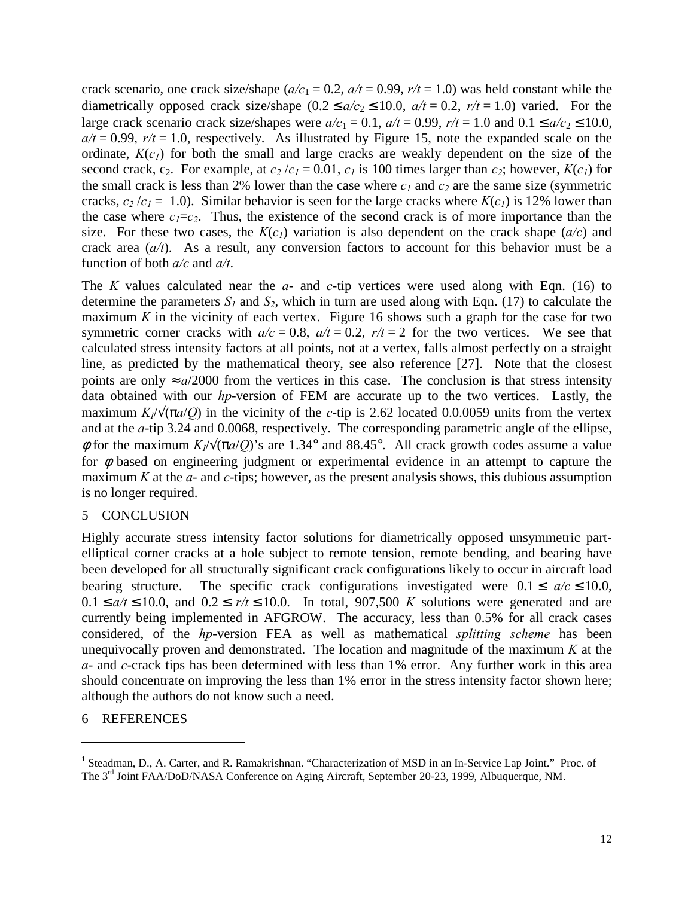crack scenario, one crack size/shape ($a/c_1 = 0.2$, $a/t = 0.99$, $r/t = 1.0$) was held constant while the diametrically opposed crack size/shape ($0.2 \leq a/c_2 \leq 10.0$, $a/t = 0.2$, $r/t = 1.0$) varied. For the large crack scenario crack size/shapes were $a/c_1 = 0.1$, $a/t = 0.99$, $r/t = 1.0$ and $0.1 \leq a/c_2 \leq 10.0$, $a/t = 0.99$, $r/t = 1.0$, respectively. As illustrated by Figure 15, note the expanded scale on the ordinate, $K(c_1)$ for both the small and large cracks are weakly dependent on the size of the second crack, $c_2$. For example, at $c_2/c_1 = 0.01$, $c_1$ is 100 times larger than $c_2$; however, $K(c_1)$ for the small crack is less than 2% lower than the case where $c_1$ and $c_2$ are the same size (symmetric cracks, $c_2/c_1 = 1.0$). Similar behavior is seen for the large cracks where $K(c_1)$ is 12% lower than the case where $c_1 = c_2$. Thus, the existence of the second crack is of more importance than the size. For these two cases, the $K(c_1)$ variation is also dependent on the crack shape ($a/c$) and crack area ($a/t$). As a result, any conversion factors to account for this behavior must be a function of both $a/c$ and $a/t$.

The $K$ values calculated near the $a$- and $c$-tip vertices were used along with Eqn. (16) to determine the parameters $S_1$ and $S_2$, which in turn are used along with Eqn. (17) to calculate the maximum $K$ in the vicinity of each vertex. Figure 16 shows such a graph for the case for two symmetric corner cracks with $a/c = 0.8$, $a/t = 0.2$, $r/t = 2$ for the two vertices. We see that calculated stress intensity factors at all points, not at a vertex, falls almost perfectly on a straight line, as predicted by the mathematical theory, see also reference [27]. Note that the closest points are only $\approx a/2000$ from the vertices in this case. The conclusion is that stress intensity data obtained with our *hp*-version of FEM are accurate up to the two vertices. Lastly, the maximum $K_I/\sqrt{(\pi a/Q)}$ in the vicinity of the $c$-tip is 2.62 located 0.0.0059 units from the vertex and at the $a$-tip 3.24 and 0.0068, respectively. The corresponding parametric angle of the ellipse, $\phi$ for the maximum $K_I/\sqrt{(\pi a/Q)}$'s are 1.34° and 88.45°. All crack growth codes assume a value for $\phi$ based on engineering judgment or experimental evidence in an attempt to capture the maximum $K$ at the $a$- and $c$-tips; however, as the present analysis shows, this dubious assumption is no longer required.

## 5 CONCLUSION

Highly accurate stress intensity factor solutions for diametrically opposed unsymmetric part-elliptical corner cracks at a hole subject to remote tension, remote bending, and bearing have been developed for all structurally significant crack configurations likely to occur in aircraft load bearing structure. The specific crack configurations investigated were $0.1 \leq a/c \leq 10.0$, $0.1 \leq a/t \leq 10.0$, and $0.2 \leq r/t \leq 10.0$. In total, 907,500 $K$ solutions were generated and are currently being implemented in AFGROW. The accuracy, less than 0.5% for all crack cases considered, of the *hp*-version FEA as well as mathematical *splitting scheme* has been unequivocally proven and demonstrated. The location and magnitude of the maximum $K$ at the $a$- and $c$-crack tips has been determined with less than 1% error. Any further work in this area should concentrate on improving the less than 1% error in the stress intensity factor shown here; although the authors do not know such a need.

## 6 REFERENCES

---

[1] Steadman, D., A. Carter, and R. Ramakrishnan. "Characterization of MSD in an In-Service Lap Joint." Proc. of The 3rd Joint FAA/DoD/NASA Conference on Aging Aircraft, September 20-23, 1999, Albuquerque, NM.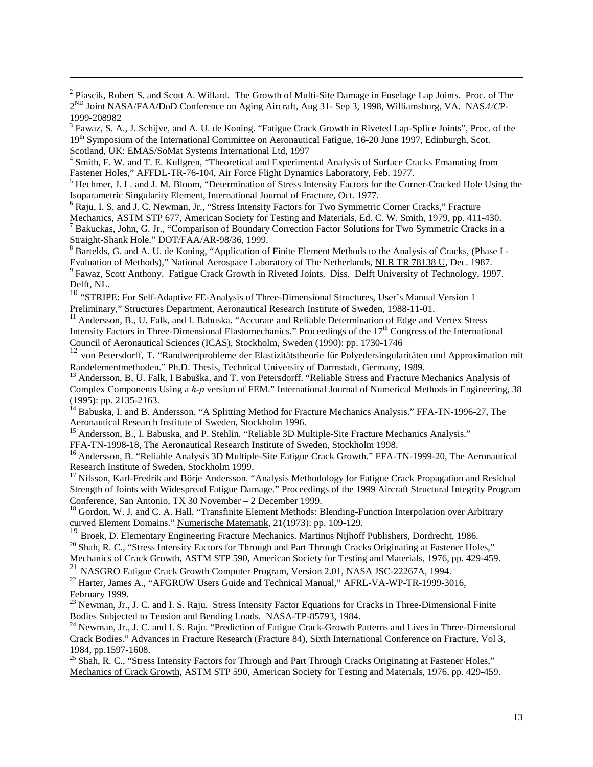[2] Piascik, Robert S. and Scott A. Willard. The Growth of Multi-Site Damage in Fuselage Lap Joints. Proc. of The 2[ND] Joint NASA/FAA/DoD Conference on Aging Aircraft, Aug 31- Sep 3, 1998, Williamsburg, VA. NAS*A/C*P-1999-208982

[3] Fawaz, S. A., J. Schijve, and A. U. de Koning. "Fatigue Crack Growth in Riveted Lap-Splice Joints", Proc. of the 19[th] Symposium of the International Committee on Aeronautical Fatigue, 16-20 June 1997, Edinburgh, Scot. Scotland, UK: EMAS/SoMat Systems International Ltd, 1997

[4] Smith, F. W. and T. E. Kullgren, "Theoretical and Experimental Analysis of Surface Cracks Emanating from Fastener Holes," AFFDL-TR-76-104, Air Force Flight Dynamics Laboratory, Feb. 1977.

[5] Hechmer, J. L. and J. M. Bloom, "Determination of Stress Intensity Factors for the Corner-Cracked Hole Using the Isoparametric Singularity Element, International Journal of Fracture, Oct. 1977.

[6] Raju, I. S. and J. C. Newman, Jr., "Stress Intensity Factors for Two Symmetric Corner Cracks," Fracture Mechanics, ASTM STP 677, American Society for Testing and Materials, Ed. C. W. Smith, 1979, pp. 411-430.

[7] Bakuckas, John, G. Jr., "Comparison of Boundary Correction Factor Solutions for Two Symmetric Cracks in a Straight-Shank Hole." DOT/FAA/AR-98/36, 1999.

[8] Bartelds, G. and A. U. de Koning, "Application of Finite Element Methods to the Analysis of Cracks, (Phase I - Evaluation of Methods)," National Aerospace Laboratory of The Netherlands, NLR TR 78138 U, Dec. 1987.

[9] Fawaz, Scott Anthony. Fatigue Crack Growth in Riveted Joints. Diss. Delft University of Technology, 1997. Delft, NL.

[10] "STRIPE: For Self-Adaptive FE-Analysis of Three-Dimensional Structures, User's Manual Version 1 Preliminary," Structures Department, Aeronautical Research Institute of Sweden, 1988-11-01.

[11] Andersson, B., U. Falk, and I. Babuska. "Accurate and Reliable Determination of Edge and Vertex Stress Intensity Factors in Three-Dimensional Elastomechanics." Proceedings of the 17[th] Congress of the International Council of Aeronautical Sciences (ICAS), Stockholm, Sweden (1990): pp. 1730-1746

[12] von Petersdorff, T. "Randwertprobleme der Elastizitätstheorie für Polyedersingularitäten und Approximation mit Randelementmethoden." Ph.D. Thesis, Technical University of Darmstadt, Germany, 1989.

[13] Andersson, B, U. Falk, I Babuška, and T. von Petersdorff. "Reliable Stress and Fracture Mechanics Analysis of Complex Components Using a *h-p* version of FEM." International Journal of Numerical Methods in Engineering, 38 (1995): pp. 2135-2163.

[14] Babuska, I. and B. Andersson. "A Splitting Method for Fracture Mechanics Analysis." FFA-TN-1996-27, The Aeronautical Research Institute of Sweden, Stockholm 1996.

[15] Andersson, B., I. Babuska, and P. Stehlin. "Reliable 3D Multiple-Site Fracture Mechanics Analysis." FFA-TN-1998-18, The Aeronautical Research Institute of Sweden, Stockholm 1998.

[16] Andersson, B. "Reliable Analysis 3D Multiple-Site Fatigue Crack Growth." FFA-TN-1999-20, The Aeronautical Research Institute of Sweden, Stockholm 1999.

[17] Nilsson, Karl-Fredrik and Börje Andersson. "Analysis Methodology for Fatigue Crack Propagation and Residual Strength of Joints with Widespread Fatigue Damage." Proceedings of the 1999 Aircraft Structural Integrity Program Conference, San Antonio, TX 30 November – 2 December 1999.

[18] Gordon, W. J. and C. A. Hall. "Transfinite Element Methods: Blending-Function Interpolation over Arbitrary curved Element Domains." Numerische Matematik, 21(1973): pp. 109-129.

[19] Broek, D. Elementary Engineering Fracture Mechanics. Martinus Nijhoff Publishers, Dordrecht, 1986.

[20] Shah, R. C., "Stress Intensity Factors for Through and Part Through Cracks Originating at Fastener Holes," Mechanics of Crack Growth, ASTM STP 590, American Society for Testing and Materials, 1976, pp. 429-459.

[21] NASGRO Fatigue Crack Growth Computer Program, Version 2.01, NASA JSC-22267A, 1994.

[22] Harter, James A., "AFGROW Users Guide and Technical Manual," AFRL-VA-WP-TR-1999-3016, February 1999.

[23] Newman, Jr., J. C. and I. S. Raju. Stress Intensity Factor Equations for Cracks in Three-Dimensional Finite Bodies Subjected to Tension and Bending Loads. NASA-TP-85793, 1984.

[24] Newman, Jr., J. C. and I. S. Raju. "Prediction of Fatigue Crack-Growth Patterns and Lives in Three-Dimensional Crack Bodies." Advances in Fracture Research (Fracture 84), Sixth International Conference on Fracture, Vol 3, 1984, pp.1597-1608.

[25] Shah, R. C., "Stress Intensity Factors for Through and Part Through Cracks Originating at Fastener Holes," Mechanics of Crack Growth, ASTM STP 590, American Society for Testing and Materials, 1976, pp. 429-459.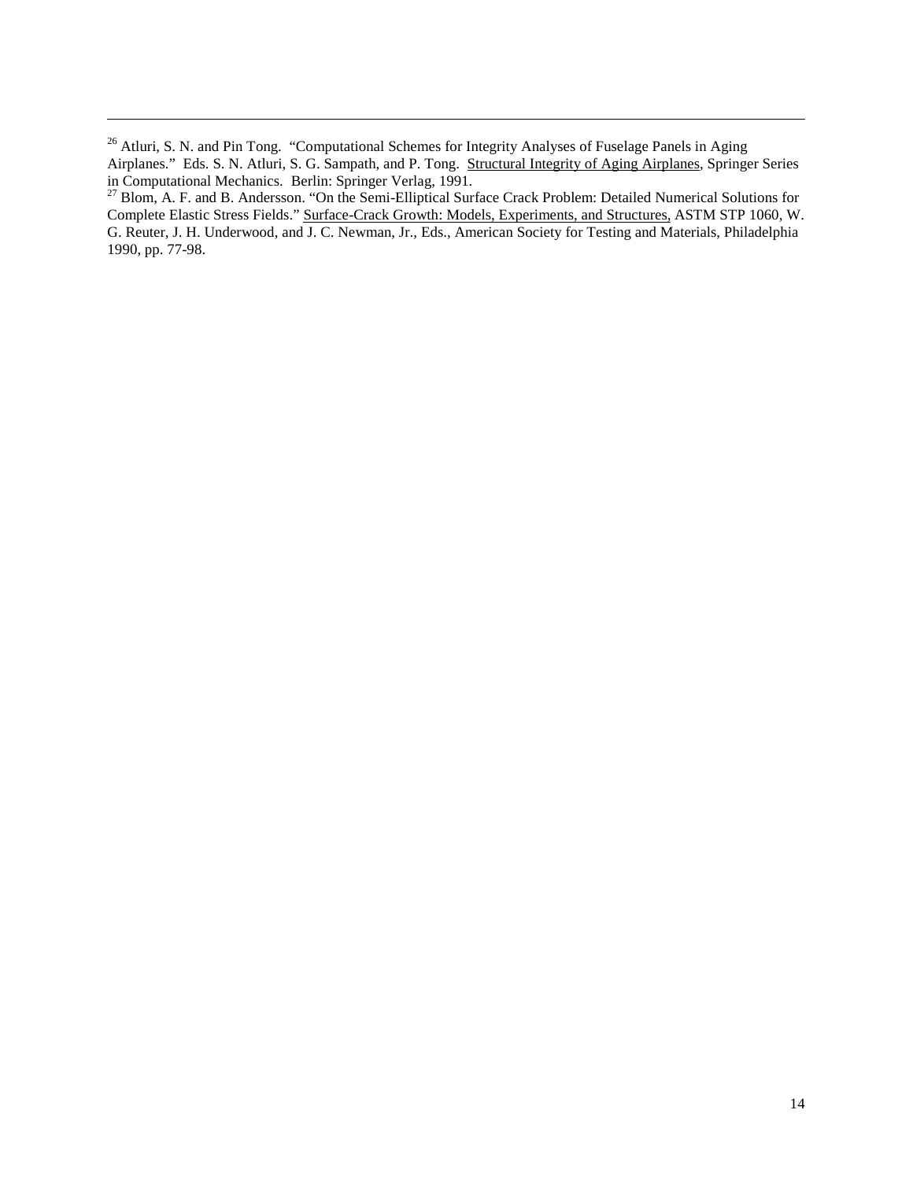[26] Atluri, S. N. and Pin Tong. "Computational Schemes for Integrity Analyses of Fuselage Panels in Aging Airplanes." Eds. S. N. Atluri, S. G. Sampath, and P. Tong. Structural Integrity of Aging Airplanes, Springer Series in Computational Mechanics. Berlin: Springer Verlag, 1991.

[27] Blom, A. F. and B. Andersson. "On the Semi-Elliptical Surface Crack Problem: Detailed Numerical Solutions for Complete Elastic Stress Fields." Surface-Crack Growth: Models, Experiments, and Structures, ASTM STP 1060, W. G. Reuter, J. H. Underwood, and J. C. Newman, Jr., Eds., American Society for Testing and Materials, Philadelphia 1990, pp. 77-98.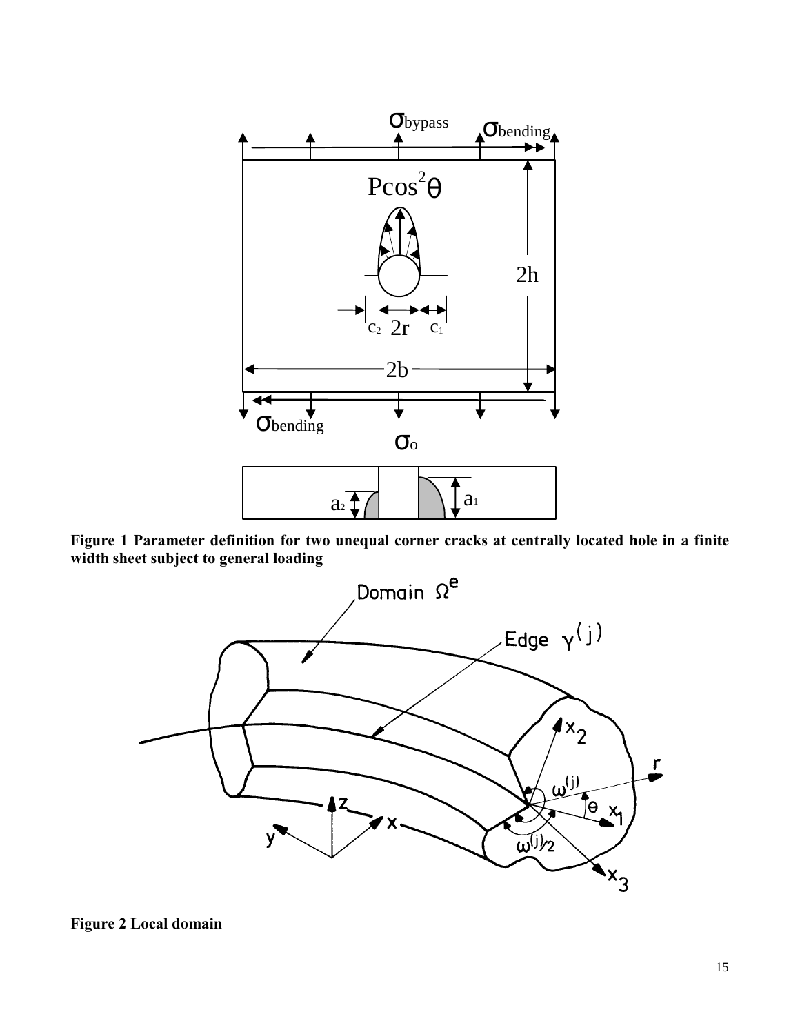**Figure 1 Parameter definition for two unequal corner cracks at centrally located hole in a finite width sheet subject to general loading**

**Figure 2 Local domain**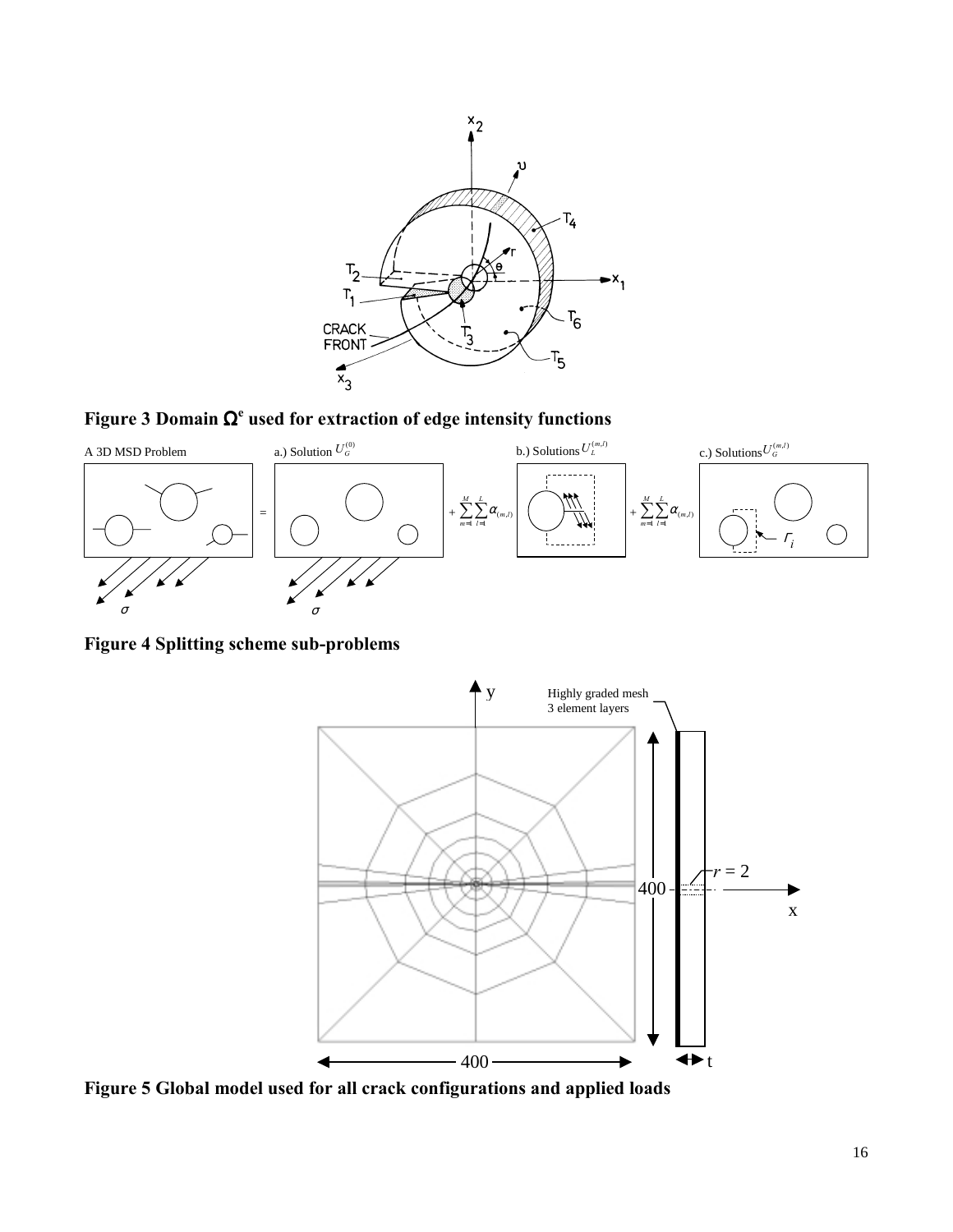**Figure 3 Domain $\Omega^e$ used for extraction of edge intensity functions**

**Figure 4 Splitting scheme sub-problems**

**Figure 5 Global model used for all crack configurations and applied loads**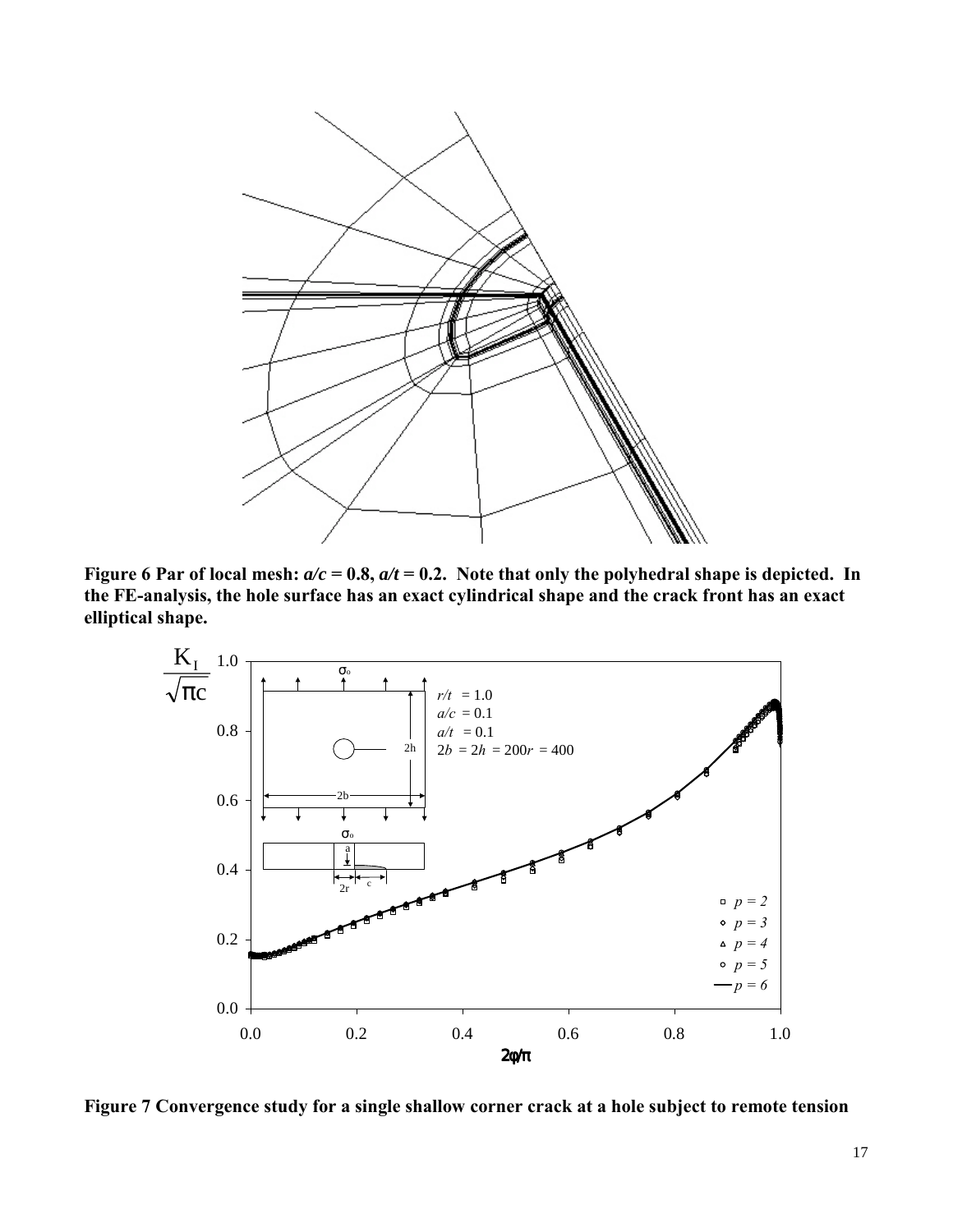**Figure 6 Par of local mesh: *a/c* = 0.8, *a/t* = 0.2. Note that only the polyhedral shape is depicted. In the FE-analysis, the hole surface has an exact cylindrical shape and the crack front has an exact elliptical shape.**

**Figure 7 Convergence study for a single shallow corner crack at a hole subject to remote tension**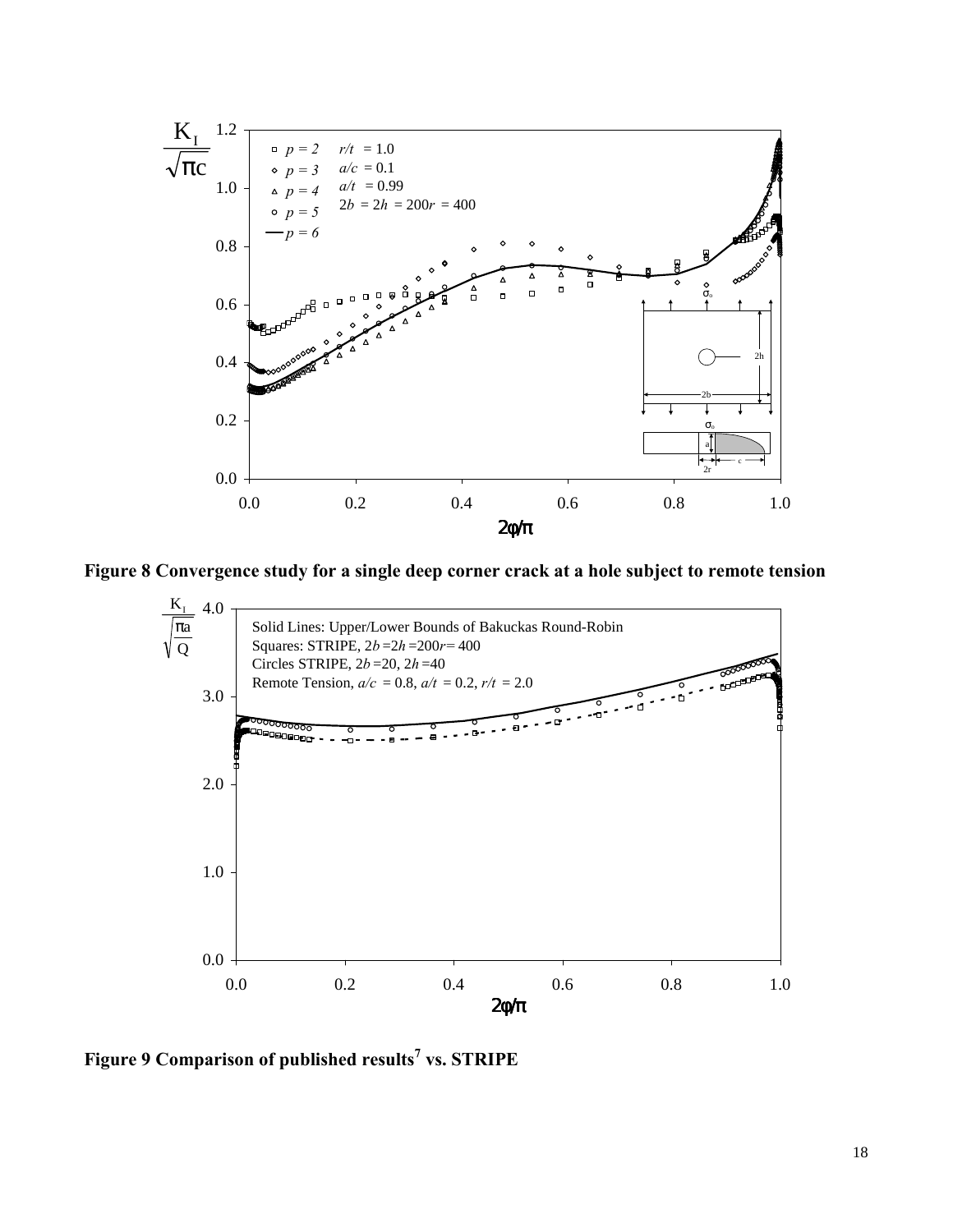Figure 8 Convergence study for a single deep corner crack at a hole subject to remote tension

Figure 9 Comparison of published results[7] vs. STRIPE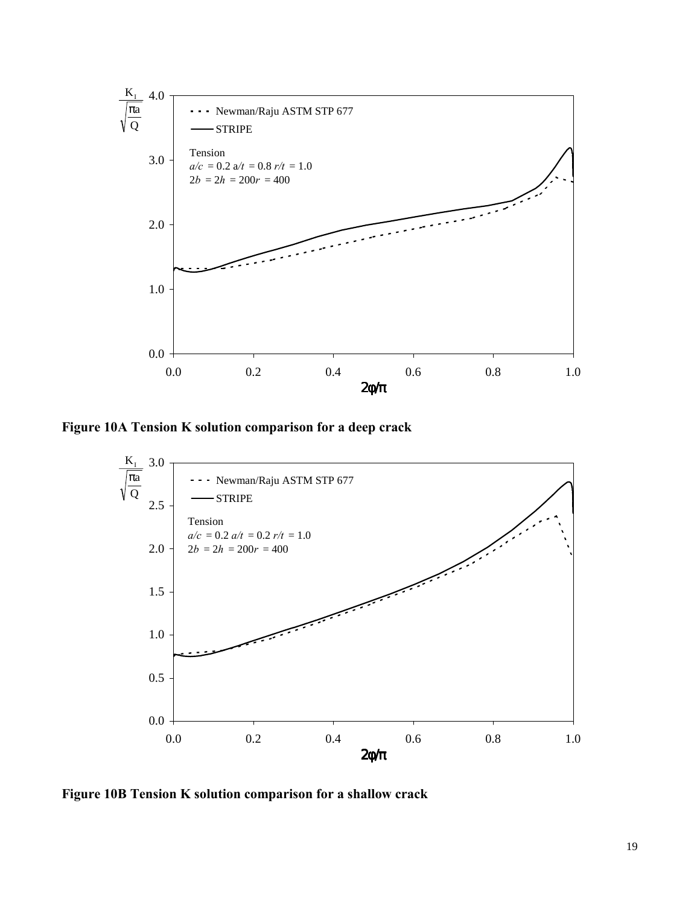**Figure 10A Tension K solution comparison for a deep crack**

**Figure 10B Tension K solution comparison for a shallow crack**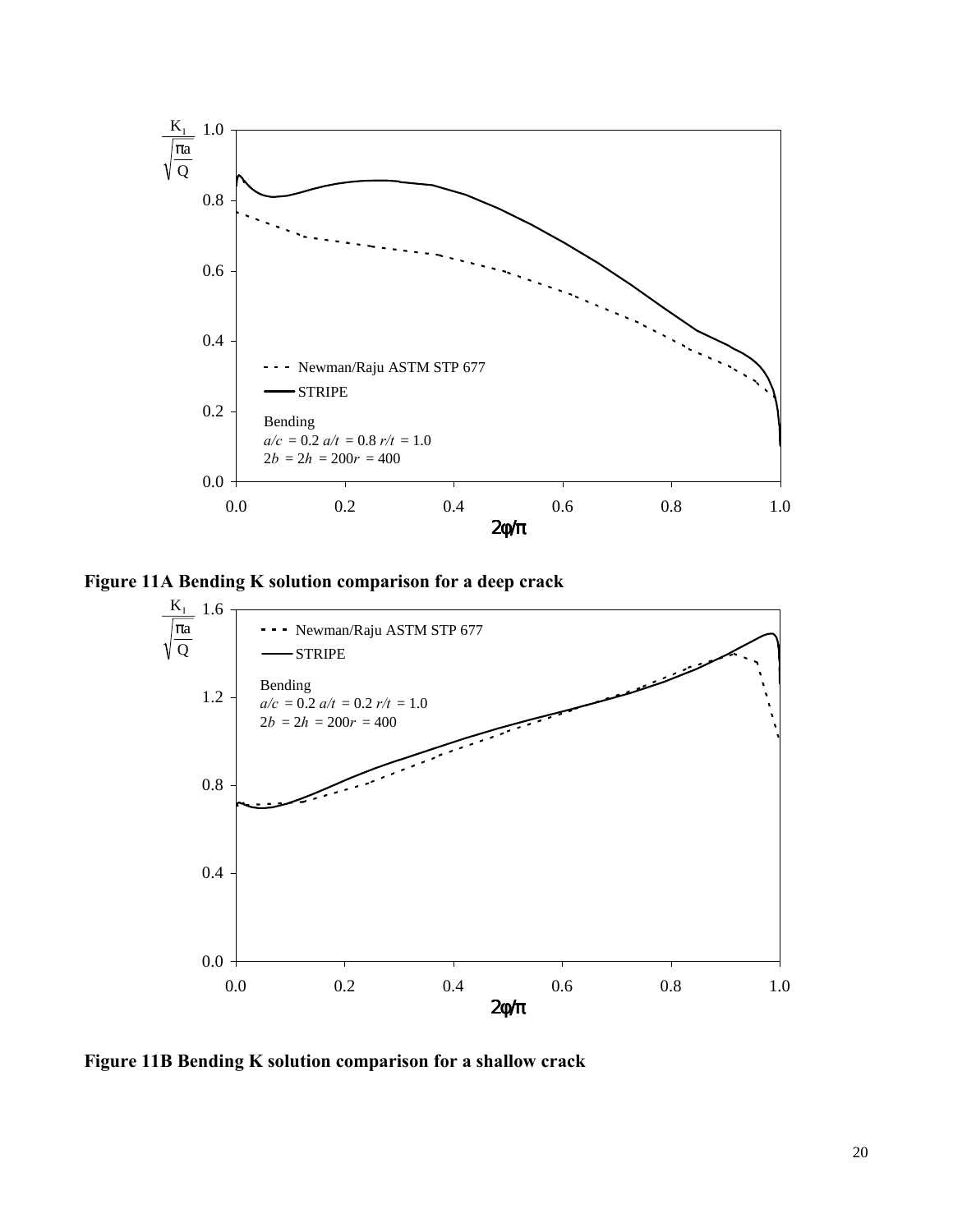**Figure 11A Bending K solution comparison for a deep crack**

**Figure 11B Bending K solution comparison for a shallow crack**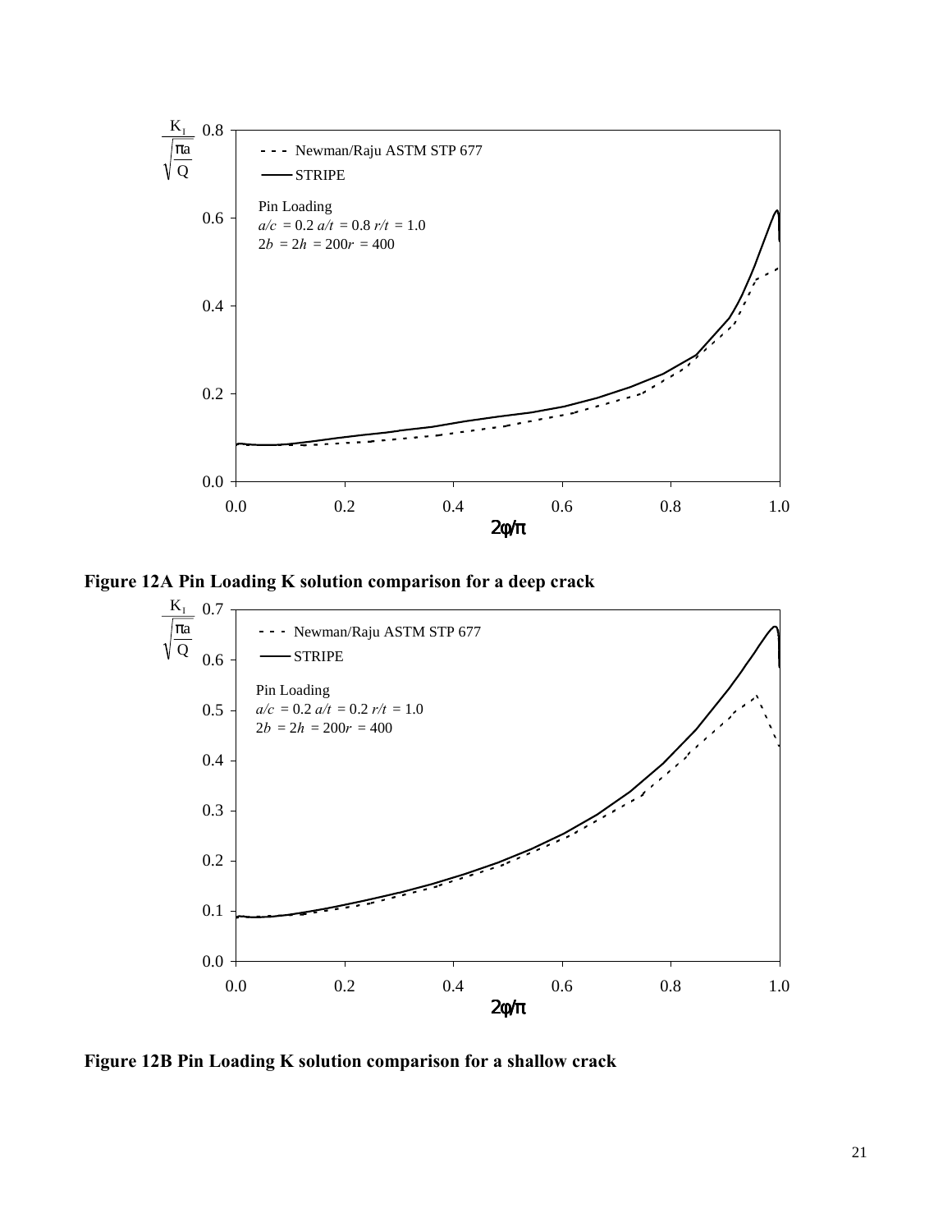**Figure 12A Pin Loading K solution comparison for a deep crack**

**Figure 12B Pin Loading K solution comparison for a shallow crack**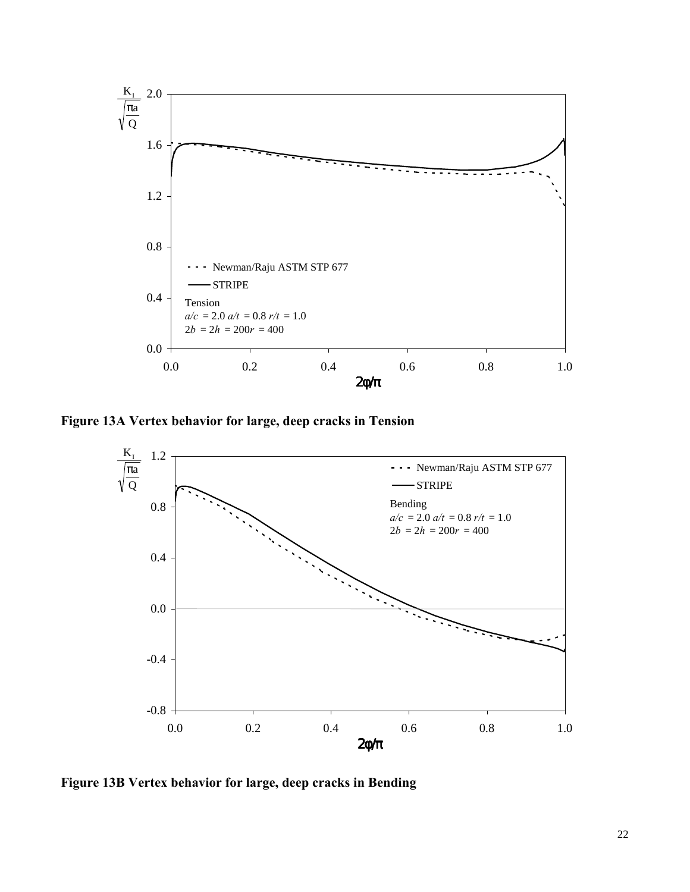**Figure 13A Vertex behavior for large, deep cracks in Tension**

**Figure 13B Vertex behavior for large, deep cracks in Bending**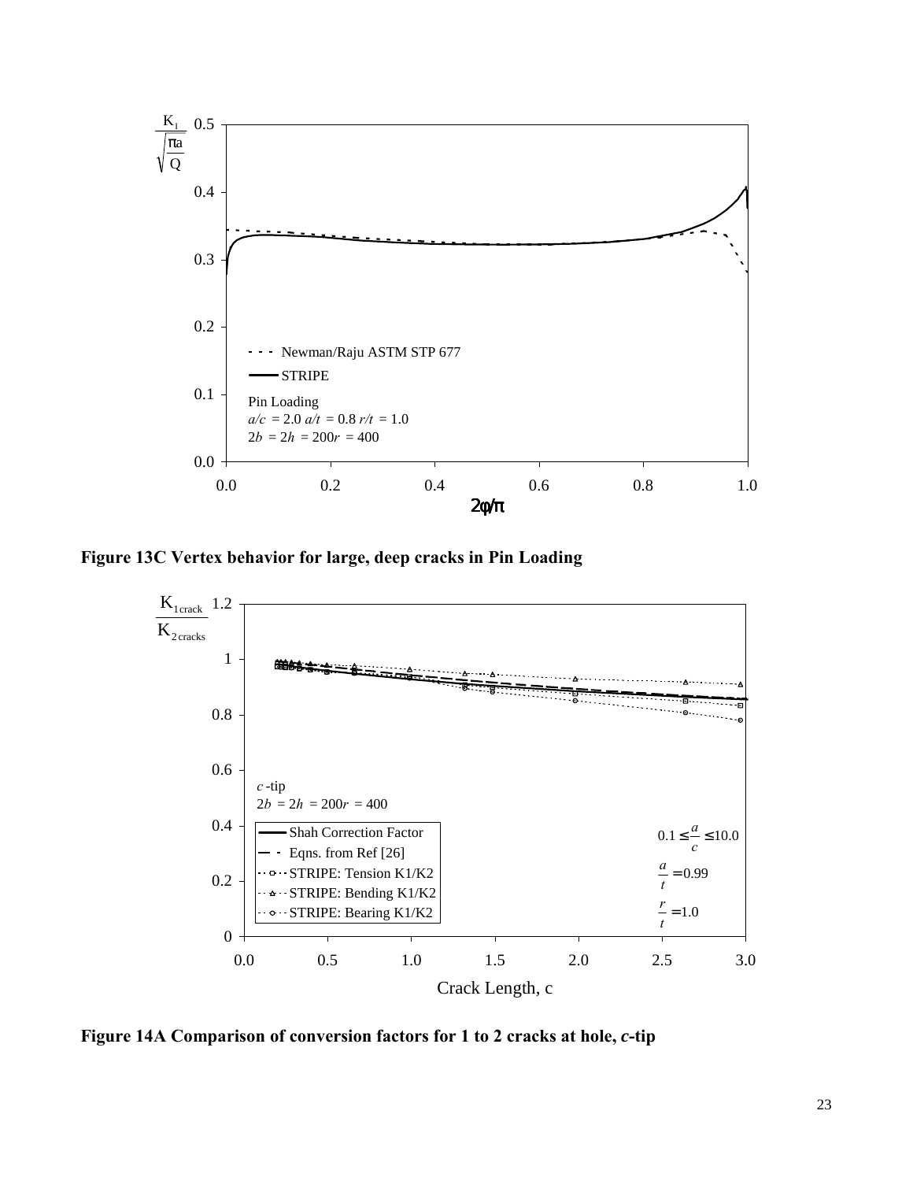**Figure 13C Vertex behavior for large, deep cracks in Pin Loading**

**Figure 14A Comparison of conversion factors for 1 to 2 cracks at hole, *c*-tip**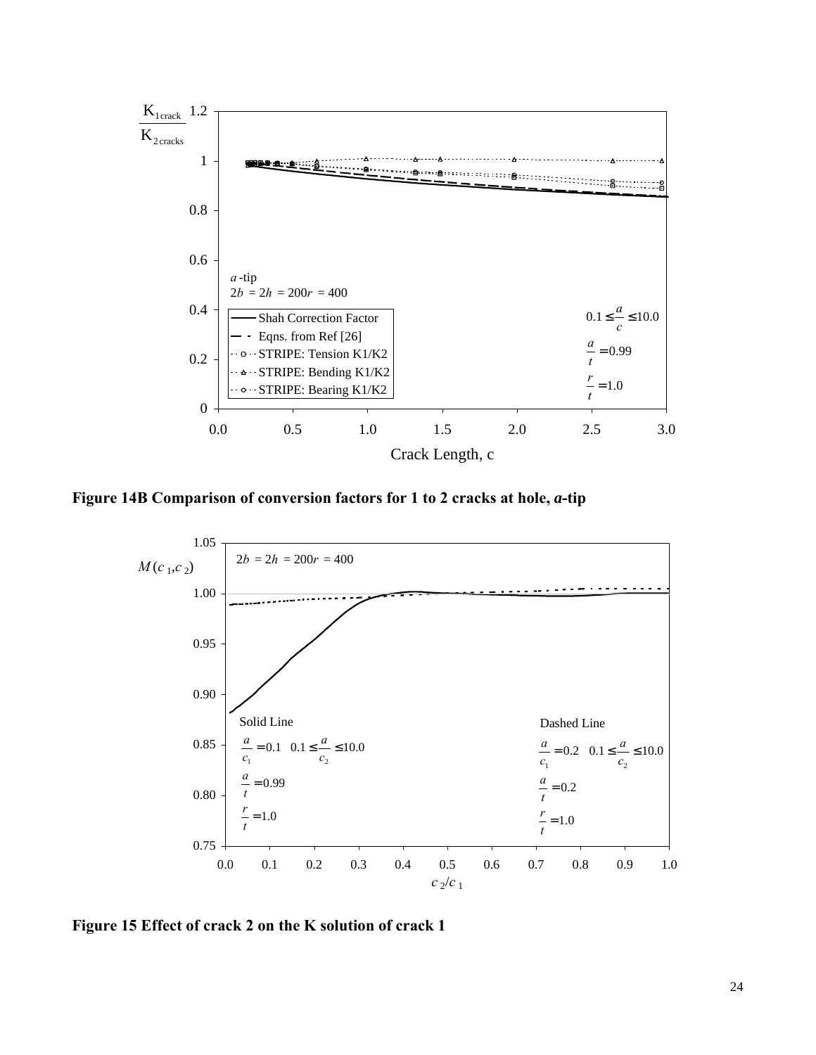**Figure 14B Comparison of conversion factors for 1 to 2 cracks at hole, *a*-tip**

**Figure 15 Effect of crack 2 on the K solution of crack 1**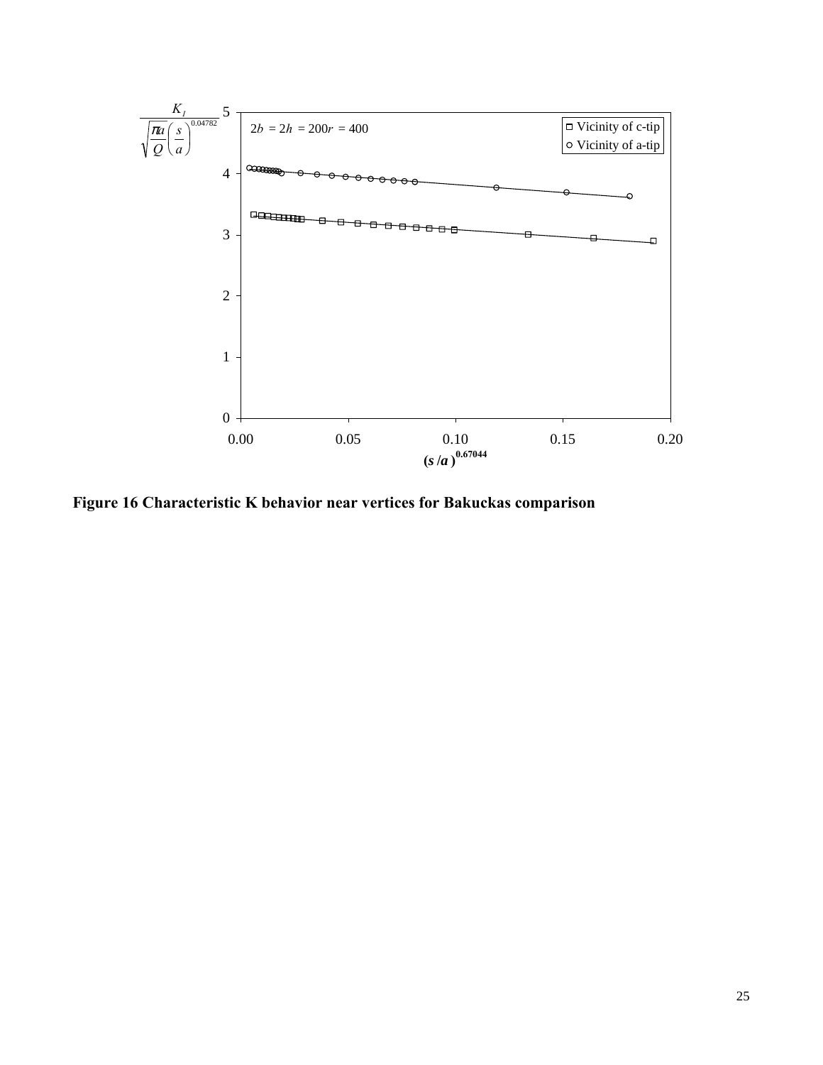$$\frac{K_I}{\sqrt{\frac{\pi a}{Q}}\left(\frac{s}{a}\right)^{0.04782}}$$

5

4

3

2

1

0

$2b = 2h = 200r = 400$

□ Vicinity of c-tip

○ Vicinity of a-tip

0.00 0.05 0.10 0.15 0.20

$(s/a)^{0.67044}$

**Figure 16 Characteristic K behavior near vertices for Bakuckas comparison**